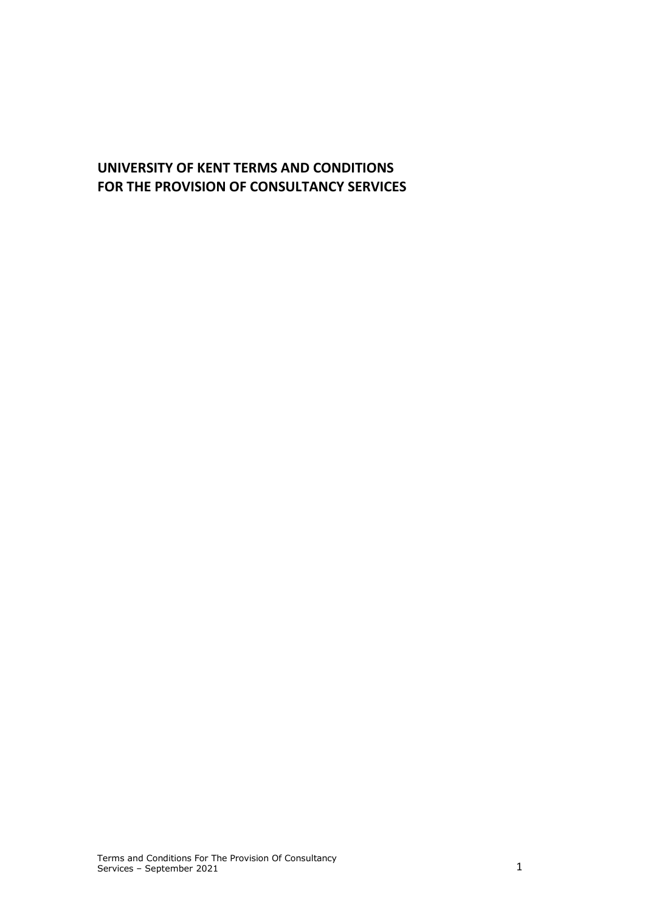# UNIVERSITY OF KENT TERMS AND CONDITIONS FOR THE PROVISION OF CONSULTANCY SERVICES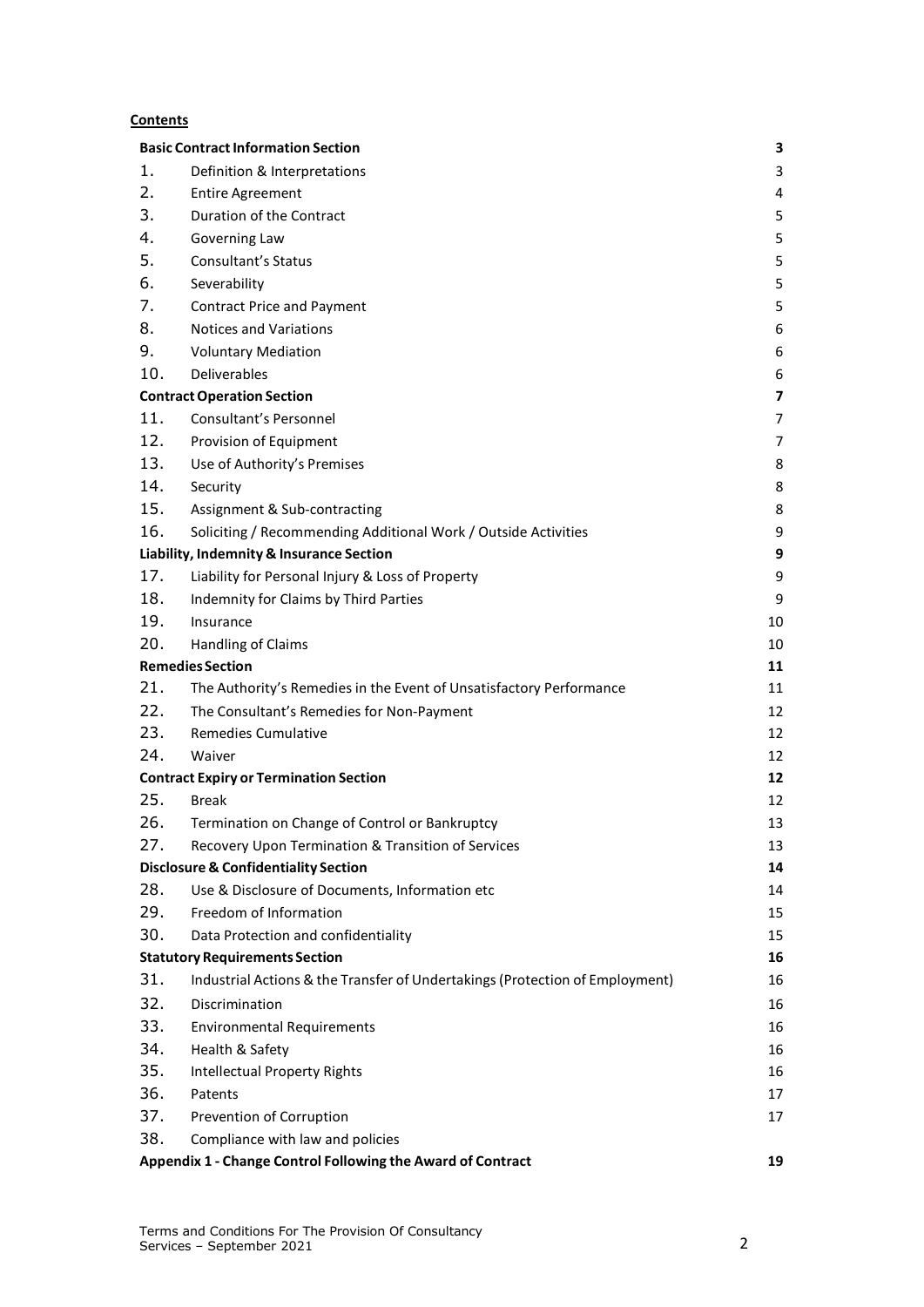**Contents**

| | | |
|---|---|---|
| **Basic Contract Information Section** | | **3** |
| 1. | Definition & Interpretations | 3 |
| 2. | Entire Agreement | 4 |
| 3. | Duration of the Contract | 5 |
| 4. | Governing Law | 5 |
| 5. | Consultant's Status | 5 |
| 6. | Severability | 5 |
| 7. | Contract Price and Payment | 5 |
| 8. | Notices and Variations | 6 |
| 9. | Voluntary Mediation | 6 |
| 10. | Deliverables | 6 |
| **Contract Operation Section** | | **7** |
| 11. | Consultant's Personnel | 7 |
| 12. | Provision of Equipment | 7 |
| 13. | Use of Authority's Premises | 8 |
| 14. | Security | 8 |
| 15. | Assignment & Sub-contracting | 8 |
| 16. | Soliciting / Recommending Additional Work / Outside Activities | 9 |
| **Liability, Indemnity & Insurance Section** | | **9** |
| 17. | Liability for Personal Injury & Loss of Property | 9 |
| 18. | Indemnity for Claims by Third Parties | 9 |
| 19. | Insurance | 10 |
| 20. | Handling of Claims | 10 |
| **Remedies Section** | | **11** |
| 21. | The Authority's Remedies in the Event of Unsatisfactory Performance | 11 |
| 22. | The Consultant's Remedies for Non-Payment | 12 |
| 23. | Remedies Cumulative | 12 |
| 24. | Waiver | 12 |
| **Contract Expiry or Termination Section** | | **12** |
| 25. | Break | 12 |
| 26. | Termination on Change of Control or Bankruptcy | 13 |
| 27. | Recovery Upon Termination & Transition of Services | 13 |
| **Disclosure & Confidentiality Section** | | **14** |
| 28. | Use & Disclosure of Documents, Information etc | 14 |
| 29. | Freedom of Information | 15 |
| 30. | Data Protection and confidentiality | 15 |
| **Statutory Requirements Section** | | **16** |
| 31. | Industrial Actions & the Transfer of Undertakings (Protection of Employment) | 16 |
| 32. | Discrimination | 16 |
| 33. | Environmental Requirements | 16 |
| 34. | Health & Safety | 16 |
| 35. | Intellectual Property Rights | 16 |
| 36. | Patents | 17 |
| 37. | Prevention of Corruption | 17 |
| 38. | Compliance with law and policies | |
| **Appendix 1 - Change Control Following the Award of Contract** | | **19** |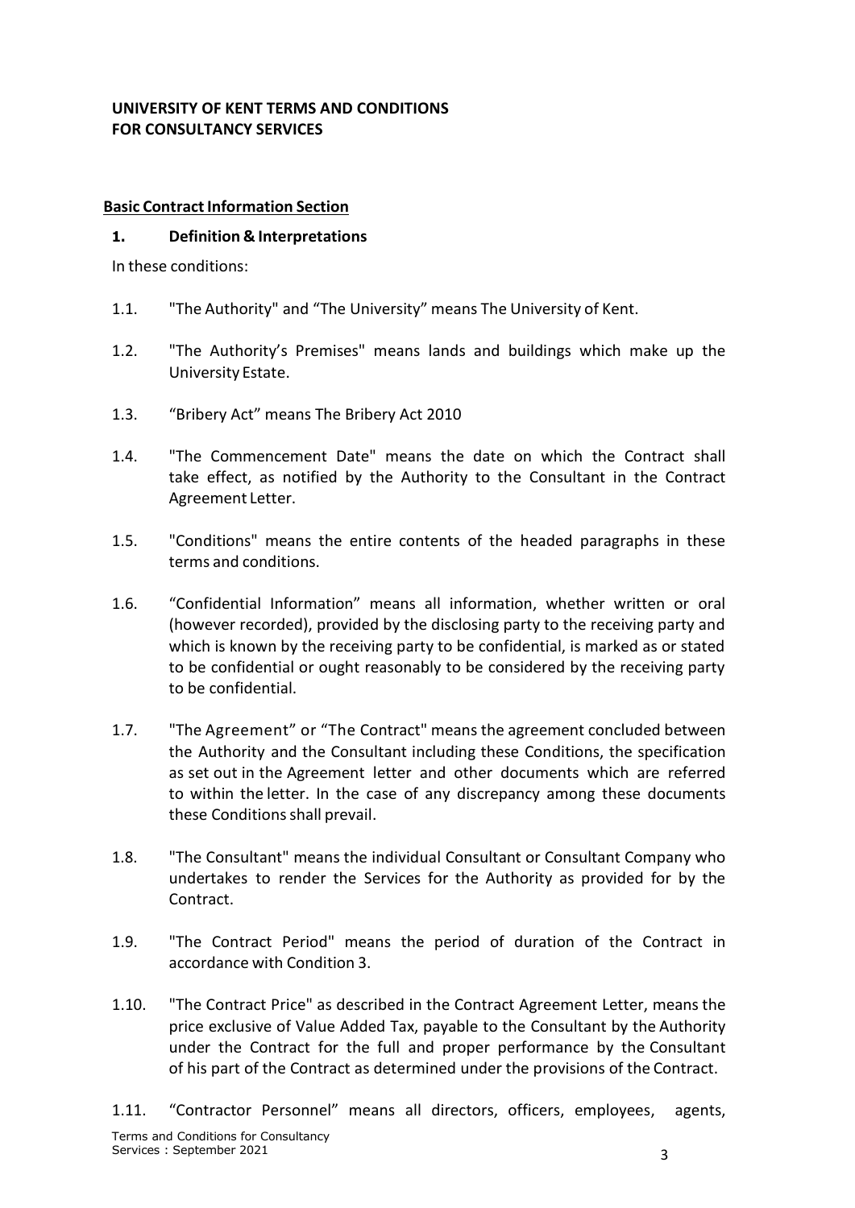## UNIVERSITY OF KENT TERMS AND CONDITIONS FOR CONSULTANCY SERVICES

**Basic Contract Information Section**

### 1. Definition & Interpretations

In these conditions:

1.1. "The Authority" and "The University" means The University of Kent.

1.2. "The Authority's Premises" means lands and buildings which make up the University Estate.

1.3. "Bribery Act" means The Bribery Act 2010

1.4. "The Commencement Date" means the date on which the Contract shall take effect, as notified by the Authority to the Consultant in the Contract Agreement Letter.

1.5. "Conditions" means the entire contents of the headed paragraphs in these terms and conditions.

1.6. "Confidential Information" means all information, whether written or oral (however recorded), provided by the disclosing party to the receiving party and which is known by the receiving party to be confidential, is marked as or stated to be confidential or ought reasonably to be considered by the receiving party to be confidential.

1.7. "The Agreement" or "The Contract" means the agreement concluded between the Authority and the Consultant including these Conditions, the specification as set out in the Agreement letter and other documents which are referred to within the letter. In the case of any discrepancy among these documents these Conditions shall prevail.

1.8. "The Consultant" means the individual Consultant or Consultant Company who undertakes to render the Services for the Authority as provided for by the Contract.

1.9. "The Contract Period" means the period of duration of the Contract in accordance with Condition 3.

1.10. "The Contract Price" as described in the Contract Agreement Letter, means the price exclusive of Value Added Tax, payable to the Consultant by the Authority under the Contract for the full and proper performance by the Consultant of his part of the Contract as determined under the provisions of the Contract.

1.11. "Contractor Personnel" means all directors, officers, employees, agents,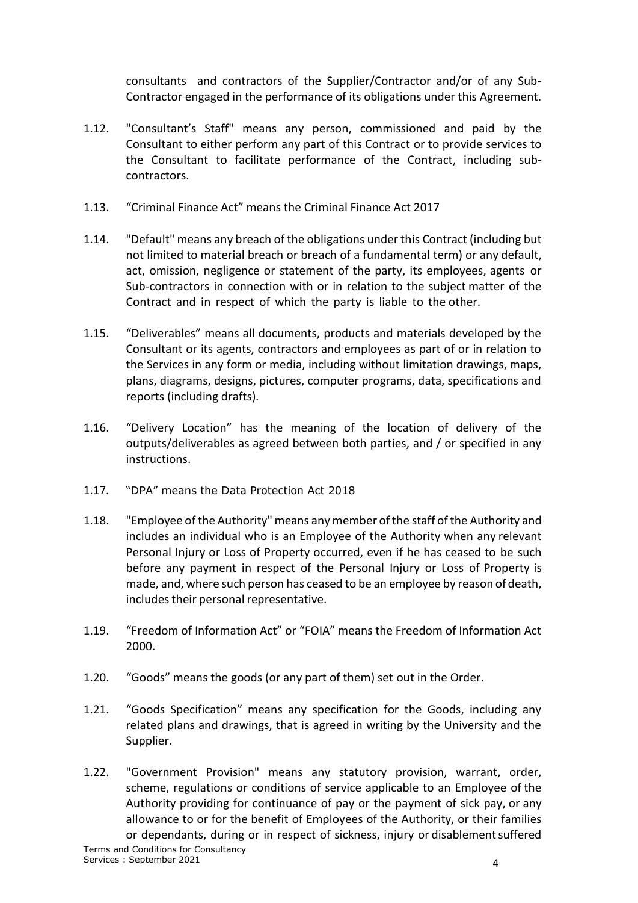consultants and contractors of the Supplier/Contractor and/or of any Sub-Contractor engaged in the performance of its obligations under this Agreement.

1.12. "Consultant's Staff" means any person, commissioned and paid by the Consultant to either perform any part of this Contract or to provide services to the Consultant to facilitate performance of the Contract, including sub-contractors.

1.13. "Criminal Finance Act" means the Criminal Finance Act 2017

1.14. "Default" means any breach of the obligations under this Contract (including but not limited to material breach or breach of a fundamental term) or any default, act, omission, negligence or statement of the party, its employees, agents or Sub-contractors in connection with or in relation to the subject matter of the Contract and in respect of which the party is liable to the other.

1.15. "Deliverables" means all documents, products and materials developed by the Consultant or its agents, contractors and employees as part of or in relation to the Services in any form or media, including without limitation drawings, maps, plans, diagrams, designs, pictures, computer programs, data, specifications and reports (including drafts).

1.16. "Delivery Location" has the meaning of the location of delivery of the outputs/deliverables as agreed between both parties, and / or specified in any instructions.

1.17. "DPA" means the Data Protection Act 2018

1.18. "Employee of the Authority" means any member of the staff of the Authority and includes an individual who is an Employee of the Authority when any relevant Personal Injury or Loss of Property occurred, even if he has ceased to be such before any payment in respect of the Personal Injury or Loss of Property is made, and, where such person has ceased to be an employee by reason of death, includes their personal representative.

1.19. "Freedom of Information Act" or "FOIA" means the Freedom of Information Act 2000.

1.20. "Goods" means the goods (or any part of them) set out in the Order.

1.21. "Goods Specification" means any specification for the Goods, including any related plans and drawings, that is agreed in writing by the University and the Supplier.

1.22. "Government Provision" means any statutory provision, warrant, order, scheme, regulations or conditions of service applicable to an Employee of the Authority providing for continuance of pay or the payment of sick pay, or any allowance to or for the benefit of Employees of the Authority, or their families or dependants, during or in respect of sickness, injury or disablement suffered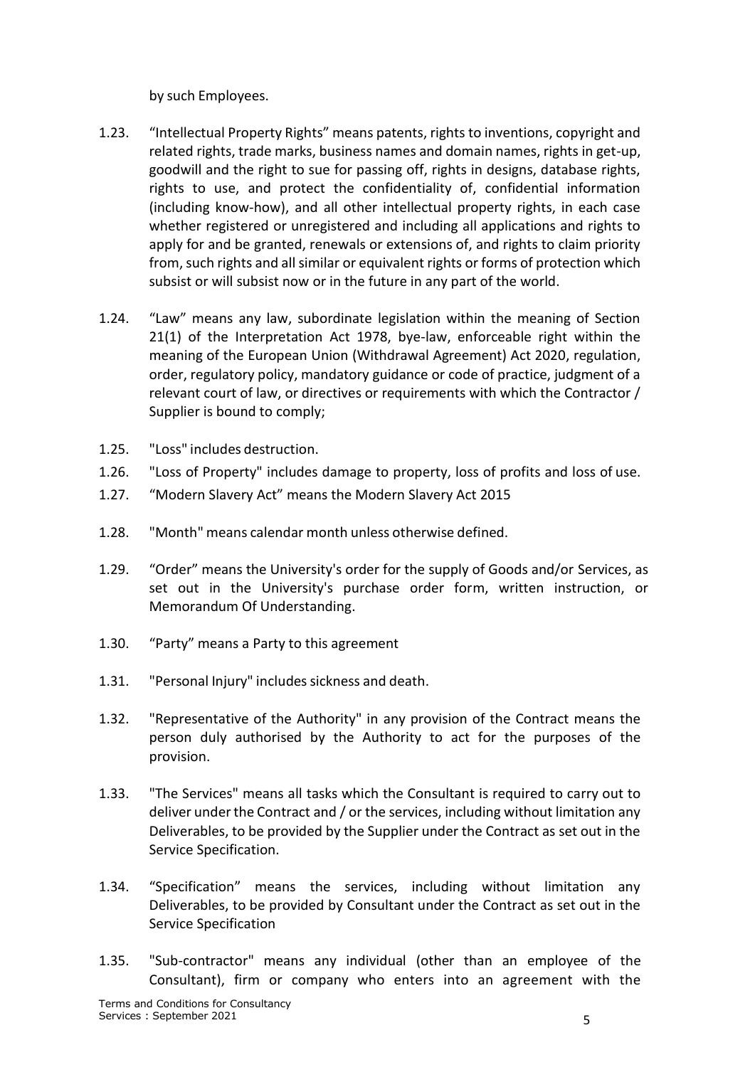by such Employees.

1.23. "Intellectual Property Rights" means patents, rights to inventions, copyright and related rights, trade marks, business names and domain names, rights in get-up, goodwill and the right to sue for passing off, rights in designs, database rights, rights to use, and protect the confidentiality of, confidential information (including know-how), and all other intellectual property rights, in each case whether registered or unregistered and including all applications and rights to apply for and be granted, renewals or extensions of, and rights to claim priority from, such rights and all similar or equivalent rights or forms of protection which subsist or will subsist now or in the future in any part of the world.

1.24. "Law" means any law, subordinate legislation within the meaning of Section 21(1) of the Interpretation Act 1978, bye-law, enforceable right within the meaning of the European Union (Withdrawal Agreement) Act 2020, regulation, order, regulatory policy, mandatory guidance or code of practice, judgment of a relevant court of law, or directives or requirements with which the Contractor / Supplier is bound to comply;

1.25. "Loss" includes destruction.

1.26. "Loss of Property" includes damage to property, loss of profits and loss of use.

1.27. "Modern Slavery Act" means the Modern Slavery Act 2015

1.28. "Month" means calendar month unless otherwise defined.

1.29. "Order" means the University's order for the supply of Goods and/or Services, as set out in the University's purchase order form, written instruction, or Memorandum Of Understanding.

1.30. "Party" means a Party to this agreement

1.31. "Personal Injury" includes sickness and death.

1.32. "Representative of the Authority" in any provision of the Contract means the person duly authorised by the Authority to act for the purposes of the provision.

1.33. "The Services" means all tasks which the Consultant is required to carry out to deliver under the Contract and / or the services, including without limitation any Deliverables, to be provided by the Supplier under the Contract as set out in the Service Specification.

1.34. "Specification" means the services, including without limitation any Deliverables, to be provided by Consultant under the Contract as set out in the Service Specification

1.35. "Sub-contractor" means any individual (other than an employee of the Consultant), firm or company who enters into an agreement with the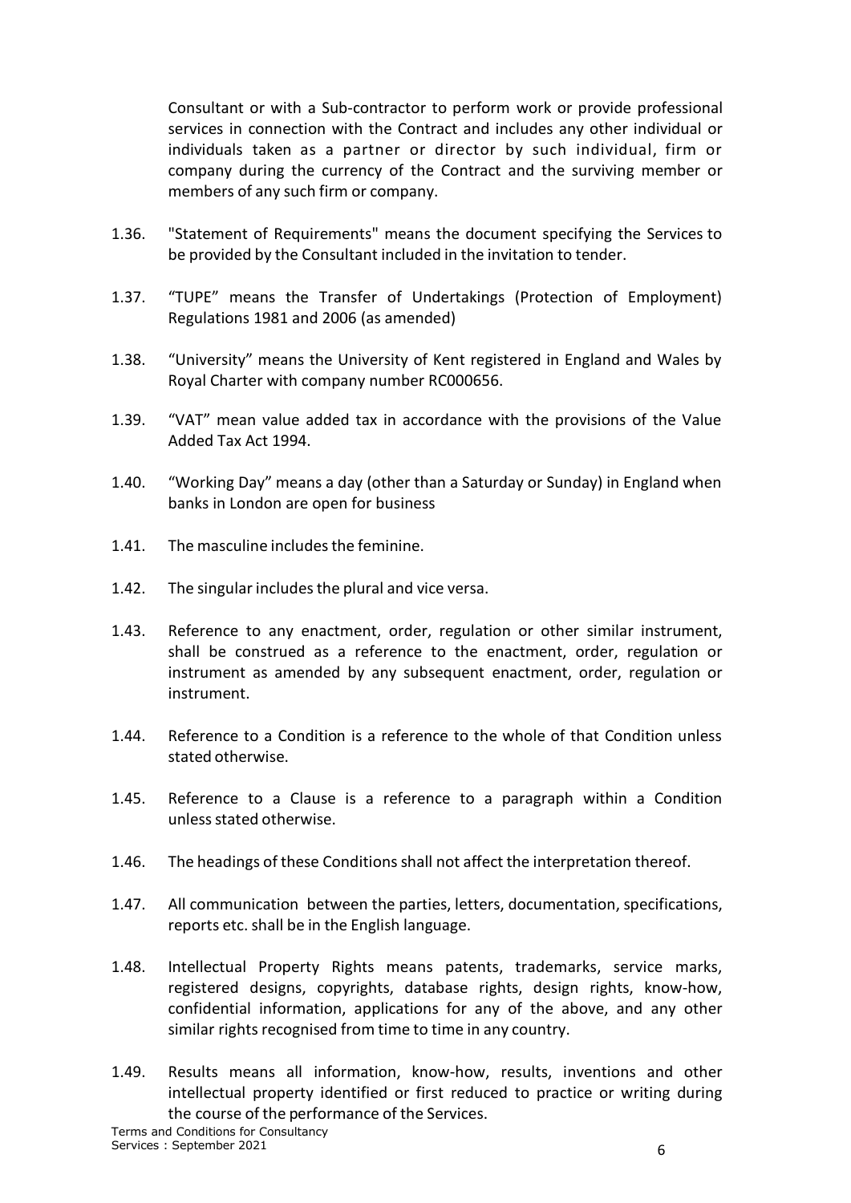Consultant or with a Sub-contractor to perform work or provide professional services in connection with the Contract and includes any other individual or individuals taken as a partner or director by such individual, firm or company during the currency of the Contract and the surviving member or members of any such firm or company.

1.36. "Statement of Requirements" means the document specifying the Services to be provided by the Consultant included in the invitation to tender.

1.37. "TUPE" means the Transfer of Undertakings (Protection of Employment) Regulations 1981 and 2006 (as amended)

1.38. "University" means the University of Kent registered in England and Wales by Royal Charter with company number RC000656.

1.39. "VAT" mean value added tax in accordance with the provisions of the Value Added Tax Act 1994.

1.40. "Working Day" means a day (other than a Saturday or Sunday) in England when banks in London are open for business

1.41. The masculine includes the feminine.

1.42. The singular includes the plural and vice versa.

1.43. Reference to any enactment, order, regulation or other similar instrument, shall be construed as a reference to the enactment, order, regulation or instrument as amended by any subsequent enactment, order, regulation or instrument.

1.44. Reference to a Condition is a reference to the whole of that Condition unless stated otherwise.

1.45. Reference to a Clause is a reference to a paragraph within a Condition unless stated otherwise.

1.46. The headings of these Conditions shall not affect the interpretation thereof.

1.47. All communication between the parties, letters, documentation, specifications, reports etc. shall be in the English language.

1.48. Intellectual Property Rights means patents, trademarks, service marks, registered designs, copyrights, database rights, design rights, know-how, confidential information, applications for any of the above, and any other similar rights recognised from time to time in any country.

1.49. Results means all information, know-how, results, inventions and other intellectual property identified or first reduced to practice or writing during the course of the performance of the Services.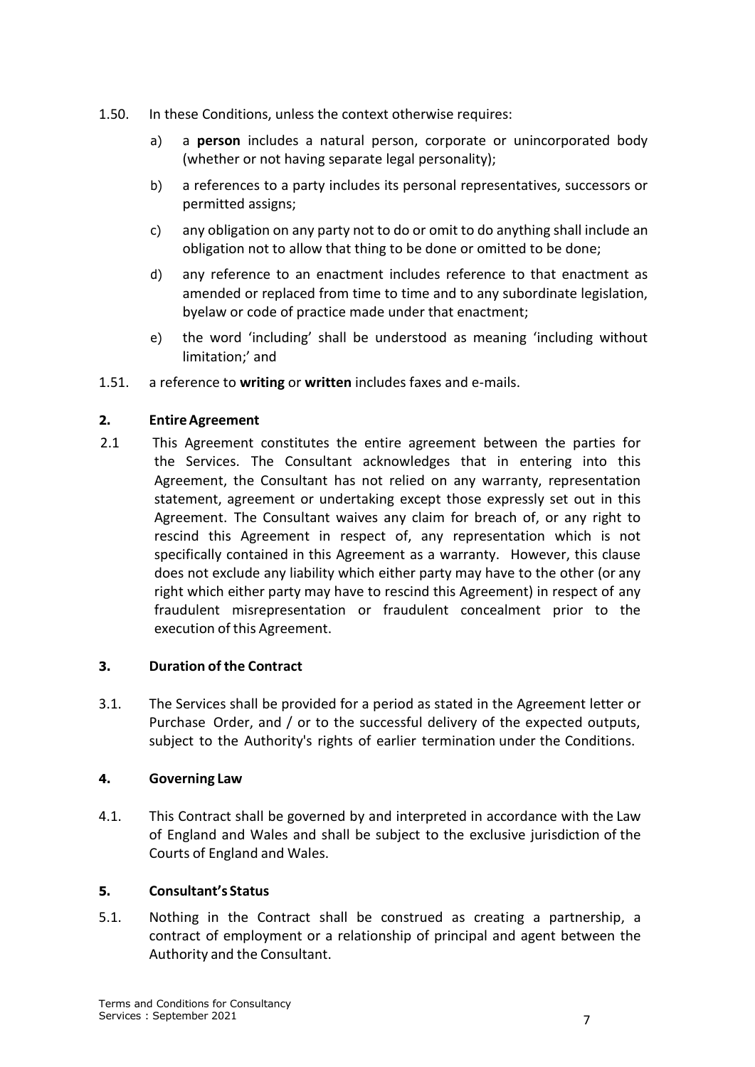1.50. In these Conditions, unless the context otherwise requires:

a) a **person** includes a natural person, corporate or unincorporated body (whether or not having separate legal personality);

b) a references to a party includes its personal representatives, successors or permitted assigns;

c) any obligation on any party not to do or omit to do anything shall include an obligation not to allow that thing to be done or omitted to be done;

d) any reference to an enactment includes reference to that enactment as amended or replaced from time to time and to any subordinate legislation, byelaw or code of practice made under that enactment;

e) the word 'including' shall be understood as meaning 'including without limitation;' and

1.51. a reference to **writing** or **written** includes faxes and e-mails.

## 2. Entire Agreement

2.1 This Agreement constitutes the entire agreement between the parties for the Services. The Consultant acknowledges that in entering into this Agreement, the Consultant has not relied on any warranty, representation statement, agreement or undertaking except those expressly set out in this Agreement. The Consultant waives any claim for breach of, or any right to rescind this Agreement in respect of, any representation which is not specifically contained in this Agreement as a warranty. However, this clause does not exclude any liability which either party may have to the other (or any right which either party may have to rescind this Agreement) in respect of any fraudulent misrepresentation or fraudulent concealment prior to the execution of this Agreement.

## 3. Duration of the Contract

3.1. The Services shall be provided for a period as stated in the Agreement letter or Purchase Order, and / or to the successful delivery of the expected outputs, subject to the Authority's rights of earlier termination under the Conditions.

## 4. Governing Law

4.1. This Contract shall be governed by and interpreted in accordance with the Law of England and Wales and shall be subject to the exclusive jurisdiction of the Courts of England and Wales.

## 5. Consultant's Status

5.1. Nothing in the Contract shall be construed as creating a partnership, a contract of employment or a relationship of principal and agent between the Authority and the Consultant.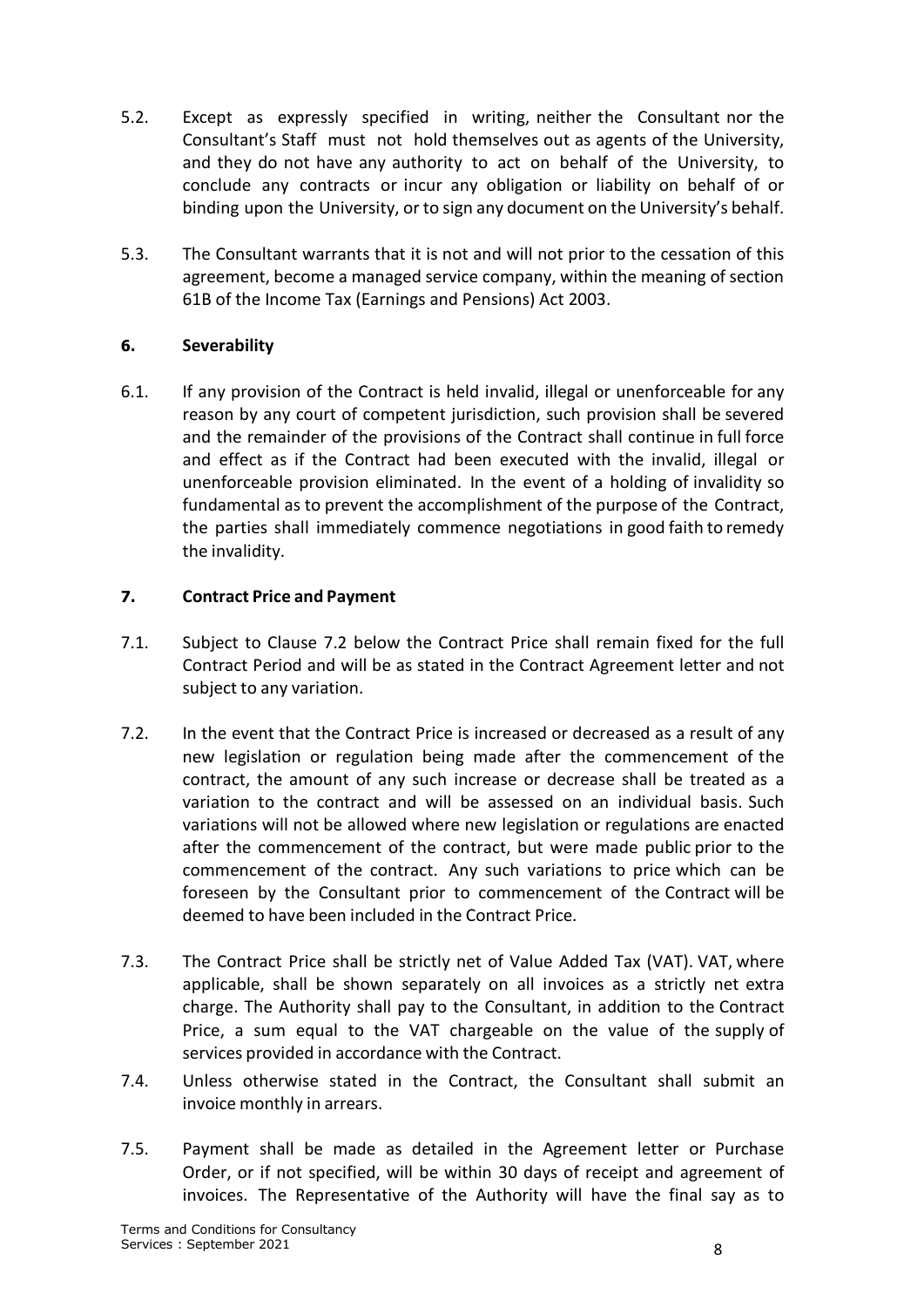5.2. Except as expressly specified in writing, neither the Consultant nor the Consultant's Staff must not hold themselves out as agents of the University, and they do not have any authority to act on behalf of the University, to conclude any contracts or incur any obligation or liability on behalf of or binding upon the University, or to sign any document on the University's behalf.

5.3. The Consultant warrants that it is not and will not prior to the cessation of this agreement, become a managed service company, within the meaning of section 61B of the Income Tax (Earnings and Pensions) Act 2003.

### 6. Severability

6.1. If any provision of the Contract is held invalid, illegal or unenforceable for any reason by any court of competent jurisdiction, such provision shall be severed and the remainder of the provisions of the Contract shall continue in full force and effect as if the Contract had been executed with the invalid, illegal or unenforceable provision eliminated. In the event of a holding of invalidity so fundamental as to prevent the accomplishment of the purpose of the Contract, the parties shall immediately commence negotiations in good faith to remedy the invalidity.

### 7. Contract Price and Payment

7.1. Subject to Clause 7.2 below the Contract Price shall remain fixed for the full Contract Period and will be as stated in the Contract Agreement letter and not subject to any variation.

7.2. In the event that the Contract Price is increased or decreased as a result of any new legislation or regulation being made after the commencement of the contract, the amount of any such increase or decrease shall be treated as a variation to the contract and will be assessed on an individual basis. Such variations will not be allowed where new legislation or regulations are enacted after the commencement of the contract, but were made public prior to the commencement of the contract. Any such variations to price which can be foreseen by the Consultant prior to commencement of the Contract will be deemed to have been included in the Contract Price.

7.3. The Contract Price shall be strictly net of Value Added Tax (VAT). VAT, where applicable, shall be shown separately on all invoices as a strictly net extra charge. The Authority shall pay to the Consultant, in addition to the Contract Price, a sum equal to the VAT chargeable on the value of the supply of services provided in accordance with the Contract.

7.4. Unless otherwise stated in the Contract, the Consultant shall submit an invoice monthly in arrears.

7.5. Payment shall be made as detailed in the Agreement letter or Purchase Order, or if not specified, will be within 30 days of receipt and agreement of invoices. The Representative of the Authority will have the final say as to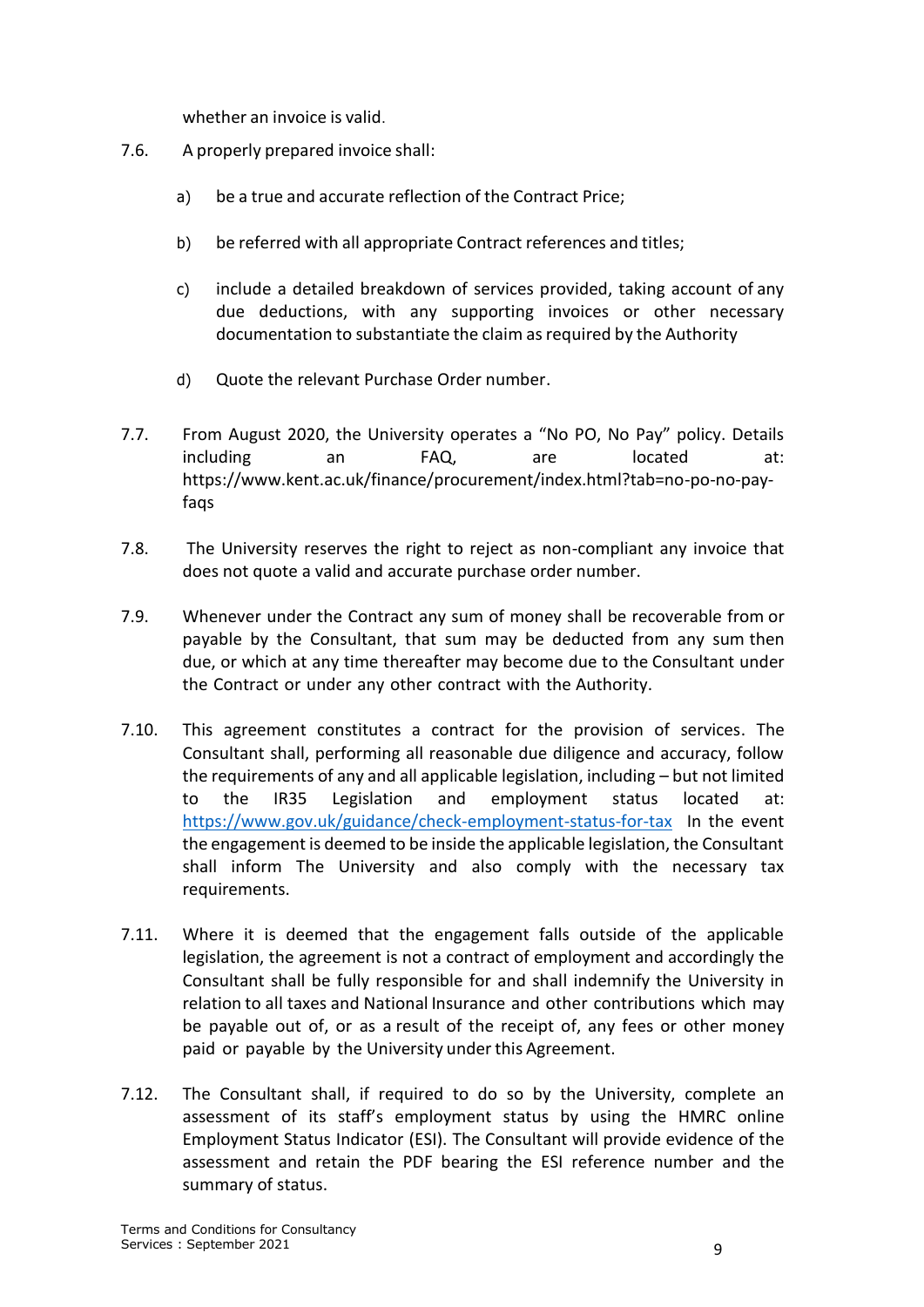whether an invoice is valid.

7.6. A properly prepared invoice shall:

a) be a true and accurate reflection of the Contract Price;

b) be referred with all appropriate Contract references and titles;

c) include a detailed breakdown of services provided, taking account of any due deductions, with any supporting invoices or other necessary documentation to substantiate the claim as required by the Authority

d) Quote the relevant Purchase Order number.

7.7. From August 2020, the University operates a "No PO, No Pay" policy. Details including an FAQ, are located at: https://www.kent.ac.uk/finance/procurement/index.html?tab=no-po-no-pay-faqs

7.8. The University reserves the right to reject as non-compliant any invoice that does not quote a valid and accurate purchase order number.

7.9. Whenever under the Contract any sum of money shall be recoverable from or payable by the Consultant, that sum may be deducted from any sum then due, or which at any time thereafter may become due to the Consultant under the Contract or under any other contract with the Authority.

7.10. This agreement constitutes a contract for the provision of services. The Consultant shall, performing all reasonable due diligence and accuracy, follow the requirements of any and all applicable legislation, including – but not limited to the IR35 Legislation and employment status located at: [https://www.gov.uk/guidance/check-employment-status-for-tax](https://www.gov.uk/guidance/check-employment-status-for-tax) In the event the engagement is deemed to be inside the applicable legislation, the Consultant shall inform The University and also comply with the necessary tax requirements.

7.11. Where it is deemed that the engagement falls outside of the applicable legislation, the agreement is not a contract of employment and accordingly the Consultant shall be fully responsible for and shall indemnify the University in relation to all taxes and National Insurance and other contributions which may be payable out of, or as a result of the receipt of, any fees or other money paid or payable by the University under this Agreement.

7.12. The Consultant shall, if required to do so by the University, complete an assessment of its staff's employment status by using the HMRC online Employment Status Indicator (ESI). The Consultant will provide evidence of the assessment and retain the PDF bearing the ESI reference number and the summary of status.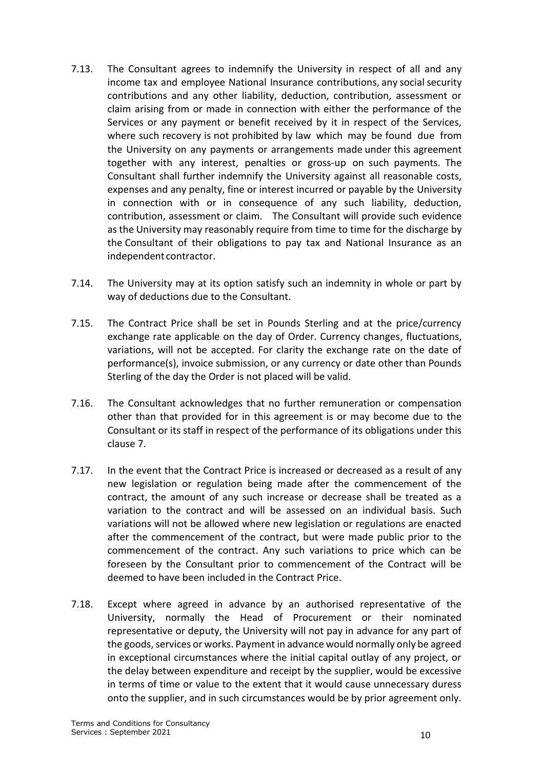7.13. The Consultant agrees to indemnify the University in respect of all and any income tax and employee National Insurance contributions, any social security contributions and any other liability, deduction, contribution, assessment or claim arising from or made in connection with either the performance of the Services or any payment or benefit received by it in respect of the Services, where such recovery is not prohibited by law which may be found due from the University on any payments or arrangements made under this agreement together with any interest, penalties or gross-up on such payments. The Consultant shall further indemnify the University against all reasonable costs, expenses and any penalty, fine or interest incurred or payable by the University in connection with or in consequence of any such liability, deduction, contribution, assessment or claim. The Consultant will provide such evidence as the University may reasonably require from time to time for the discharge by the Consultant of their obligations to pay tax and National Insurance as an independent contractor.

7.14. The University may at its option satisfy such an indemnity in whole or part by way of deductions due to the Consultant.

7.15. The Contract Price shall be set in Pounds Sterling and at the price/currency exchange rate applicable on the day of Order. Currency changes, fluctuations, variations, will not be accepted. For clarity the exchange rate on the date of performance(s), invoice submission, or any currency or date other than Pounds Sterling of the day the Order is not placed will be valid.

7.16. The Consultant acknowledges that no further remuneration or compensation other than that provided for in this agreement is or may become due to the Consultant or its staff in respect of the performance of its obligations under this clause 7.

7.17. In the event that the Contract Price is increased or decreased as a result of any new legislation or regulation being made after the commencement of the contract, the amount of any such increase or decrease shall be treated as a variation to the contract and will be assessed on an individual basis. Such variations will not be allowed where new legislation or regulations are enacted after the commencement of the contract, but were made public prior to the commencement of the contract. Any such variations to price which can be foreseen by the Consultant prior to commencement of the Contract will be deemed to have been included in the Contract Price.

7.18. Except where agreed in advance by an authorised representative of the University, normally the Head of Procurement or their nominated representative or deputy, the University will not pay in advance for any part of the goods, services or works. Payment in advance would normally only be agreed in exceptional circumstances where the initial capital outlay of any project, or the delay between expenditure and receipt by the supplier, would be excessive in terms of time or value to the extent that it would cause unnecessary duress onto the supplier, and in such circumstances would be by prior agreement only.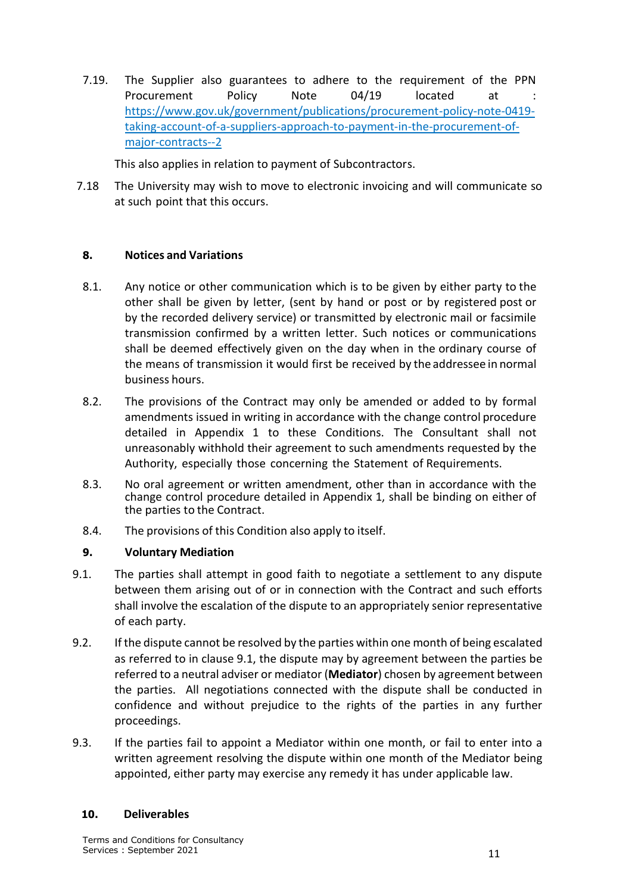7.19. The Supplier also guarantees to adhere to the requirement of the PPN Procurement Policy Note 04/19 located at : [https://www.gov.uk/government/publications/procurement-policy-note-0419-taking-account-of-a-suppliers-approach-to-payment-in-the-procurement-of-major-contracts--2](https://www.gov.uk/government/publications/procurement-policy-note-0419-taking-account-of-a-suppliers-approach-to-payment-in-the-procurement-of-major-contracts--2)

This also applies in relation to payment of Subcontractors.

7.18 The University may wish to move to electronic invoicing and will communicate so at such point that this occurs.

**8. Notices and Variations**

8.1. Any notice or other communication which is to be given by either party to the other shall be given by letter, (sent by hand or post or by registered post or by the recorded delivery service) or transmitted by electronic mail or facsimile transmission confirmed by a written letter. Such notices or communications shall be deemed effectively given on the day when in the ordinary course of the means of transmission it would first be received by the addressee in normal business hours.

8.2. The provisions of the Contract may only be amended or added to by formal amendments issued in writing in accordance with the change control procedure detailed in Appendix 1 to these Conditions. The Consultant shall not unreasonably withhold their agreement to such amendments requested by the Authority, especially those concerning the Statement of Requirements.

8.3. No oral agreement or written amendment, other than in accordance with the change control procedure detailed in Appendix 1, shall be binding on either of the parties to the Contract.

8.4. The provisions of this Condition also apply to itself.

**9. Voluntary Mediation**

9.1. The parties shall attempt in good faith to negotiate a settlement to any dispute between them arising out of or in connection with the Contract and such efforts shall involve the escalation of the dispute to an appropriately senior representative of each party.

9.2. If the dispute cannot be resolved by the parties within one month of being escalated as referred to in clause 9.1, the dispute may by agreement between the parties be referred to a neutral adviser or mediator (**Mediator**) chosen by agreement between the parties. All negotiations connected with the dispute shall be conducted in confidence and without prejudice to the rights of the parties in any further proceedings.

9.3. If the parties fail to appoint a Mediator within one month, or fail to enter into a written agreement resolving the dispute within one month of the Mediator being appointed, either party may exercise any remedy it has under applicable law.

**10. Deliverables**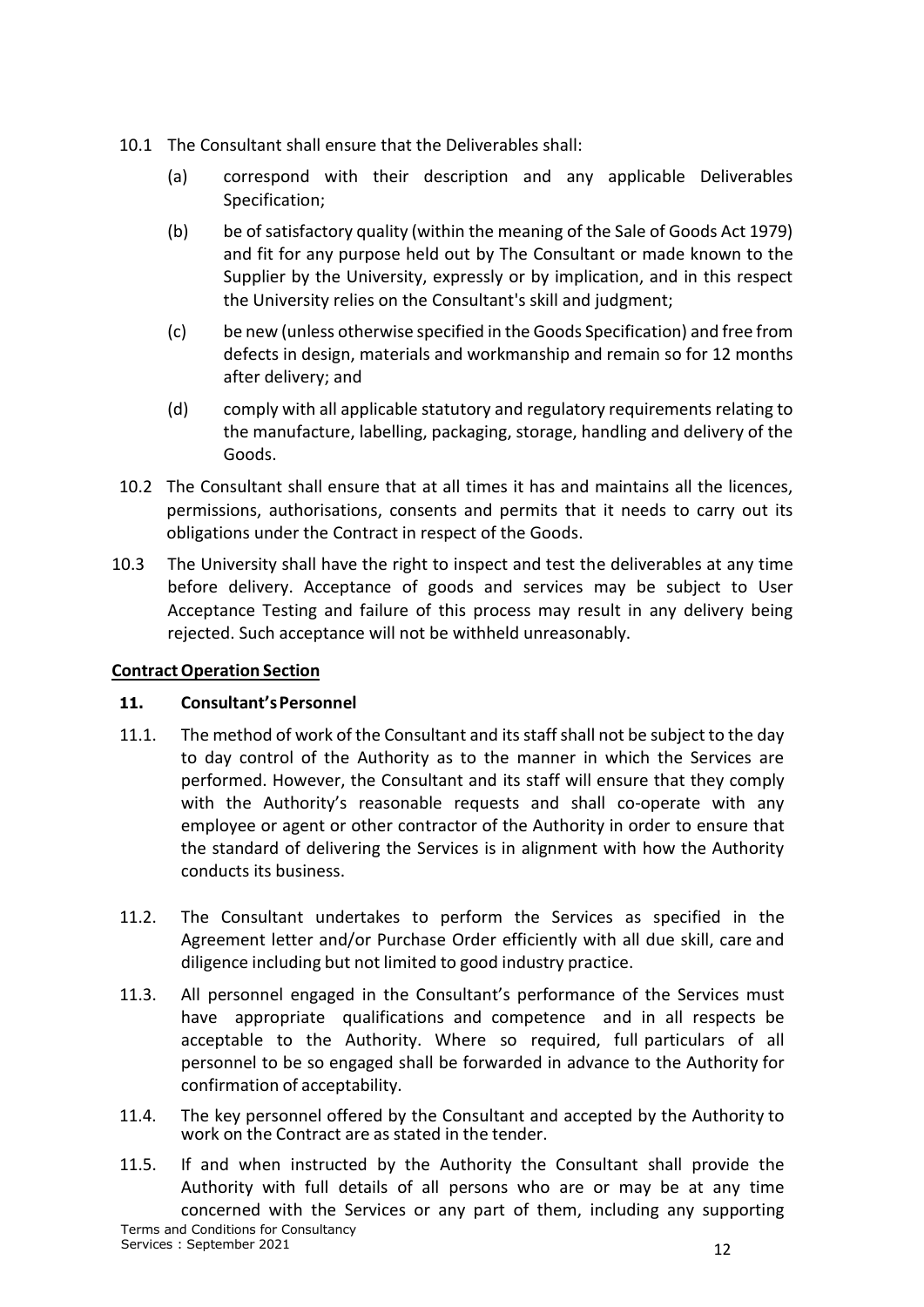10.1 The Consultant shall ensure that the Deliverables shall:

(a) correspond with their description and any applicable Deliverables Specification;

(b) be of satisfactory quality (within the meaning of the Sale of Goods Act 1979) and fit for any purpose held out by The Consultant or made known to the Supplier by the University, expressly or by implication, and in this respect the University relies on the Consultant's skill and judgment;

(c) be new (unless otherwise specified in the Goods Specification) and free from defects in design, materials and workmanship and remain so for 12 months after delivery; and

(d) comply with all applicable statutory and regulatory requirements relating to the manufacture, labelling, packaging, storage, handling and delivery of the Goods.

10.2 The Consultant shall ensure that at all times it has and maintains all the licences, permissions, authorisations, consents and permits that it needs to carry out its obligations under the Contract in respect of the Goods.

10.3 The University shall have the right to inspect and test the deliverables at any time before delivery. Acceptance of goods and services may be subject to User Acceptance Testing and failure of this process may result in any delivery being rejected. Such acceptance will not be withheld unreasonably.

**Contract Operation Section**

### 11. Consultant's Personnel

11.1. The method of work of the Consultant and its staff shall not be subject to the day to day control of the Authority as to the manner in which the Services are performed. However, the Consultant and its staff will ensure that they comply with the Authority's reasonable requests and shall co-operate with any employee or agent or other contractor of the Authority in order to ensure that the standard of delivering the Services is in alignment with how the Authority conducts its business.

11.2. The Consultant undertakes to perform the Services as specified in the Agreement letter and/or Purchase Order efficiently with all due skill, care and diligence including but not limited to good industry practice.

11.3. All personnel engaged in the Consultant's performance of the Services must have appropriate qualifications and competence and in all respects be acceptable to the Authority. Where so required, full particulars of all personnel to be so engaged shall be forwarded in advance to the Authority for confirmation of acceptability.

11.4. The key personnel offered by the Consultant and accepted by the Authority to work on the Contract are as stated in the tender.

11.5. If and when instructed by the Authority the Consultant shall provide the Authority with full details of all persons who are or may be at any time concerned with the Services or any part of them, including any supporting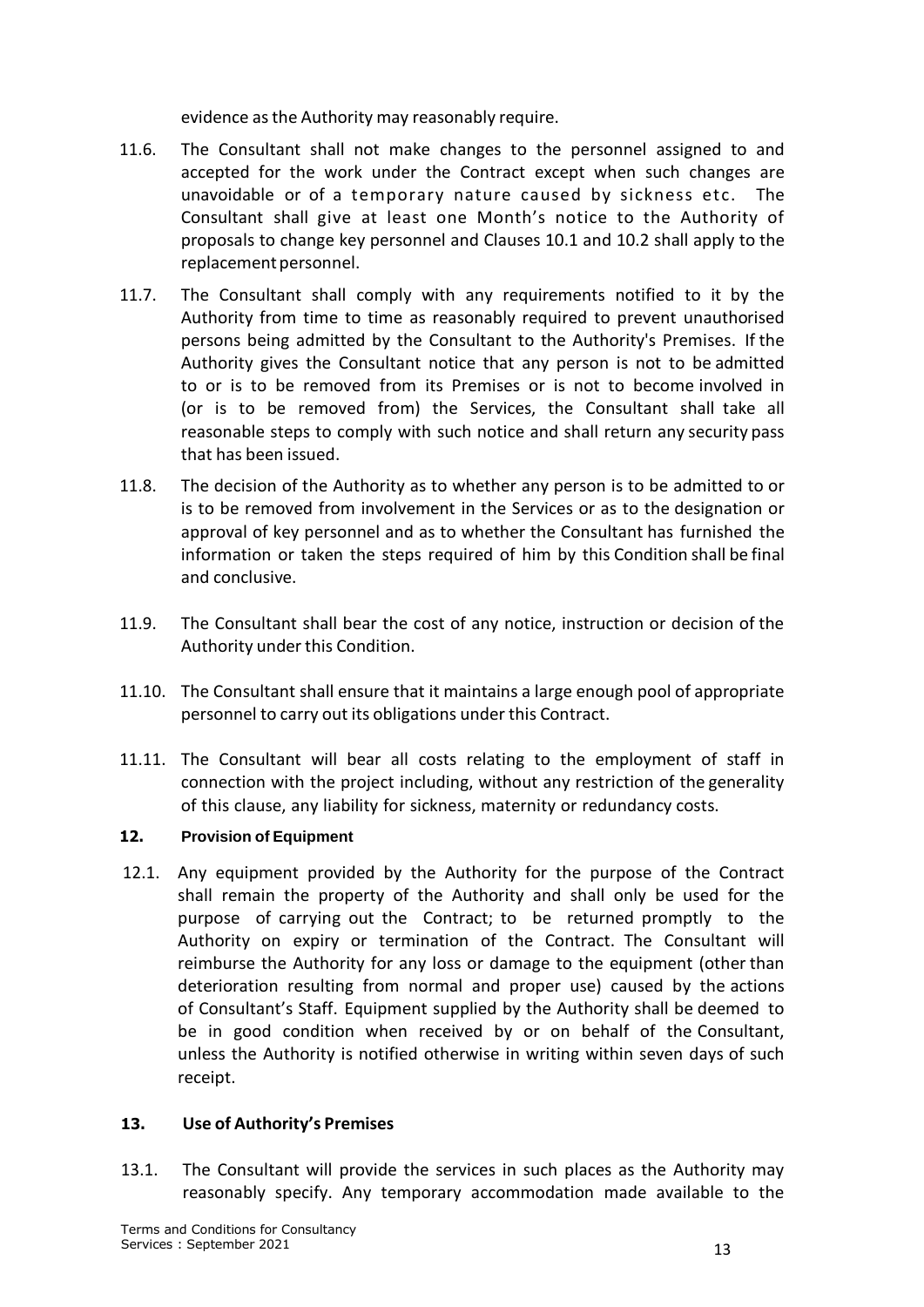evidence as the Authority may reasonably require.

11.6. The Consultant shall not make changes to the personnel assigned to and accepted for the work under the Contract except when such changes are unavoidable or of a temporary nature caused by sickness etc. The Consultant shall give at least one Month's notice to the Authority of proposals to change key personnel and Clauses 10.1 and 10.2 shall apply to the replacement personnel.

11.7. The Consultant shall comply with any requirements notified to it by the Authority from time to time as reasonably required to prevent unauthorised persons being admitted by the Consultant to the Authority's Premises. If the Authority gives the Consultant notice that any person is not to be admitted to or is to be removed from its Premises or is not to become involved in (or is to be removed from) the Services, the Consultant shall take all reasonable steps to comply with such notice and shall return any security pass that has been issued.

11.8. The decision of the Authority as to whether any person is to be admitted to or is to be removed from involvement in the Services or as to the designation or approval of key personnel and as to whether the Consultant has furnished the information or taken the steps required of him by this Condition shall be final and conclusive.

11.9. The Consultant shall bear the cost of any notice, instruction or decision of the Authority under this Condition.

11.10. The Consultant shall ensure that it maintains a large enough pool of appropriate personnel to carry out its obligations under this Contract.

11.11. The Consultant will bear all costs relating to the employment of staff in connection with the project including, without any restriction of the generality of this clause, any liability for sickness, maternity or redundancy costs.

## 12. Provision of Equipment

12.1. Any equipment provided by the Authority for the purpose of the Contract shall remain the property of the Authority and shall only be used for the purpose of carrying out the Contract; to be returned promptly to the Authority on expiry or termination of the Contract. The Consultant will reimburse the Authority for any loss or damage to the equipment (other than deterioration resulting from normal and proper use) caused by the actions of Consultant's Staff. Equipment supplied by the Authority shall be deemed to be in good condition when received by or on behalf of the Consultant, unless the Authority is notified otherwise in writing within seven days of such receipt.

## 13. Use of Authority's Premises

13.1. The Consultant will provide the services in such places as the Authority may reasonably specify. Any temporary accommodation made available to the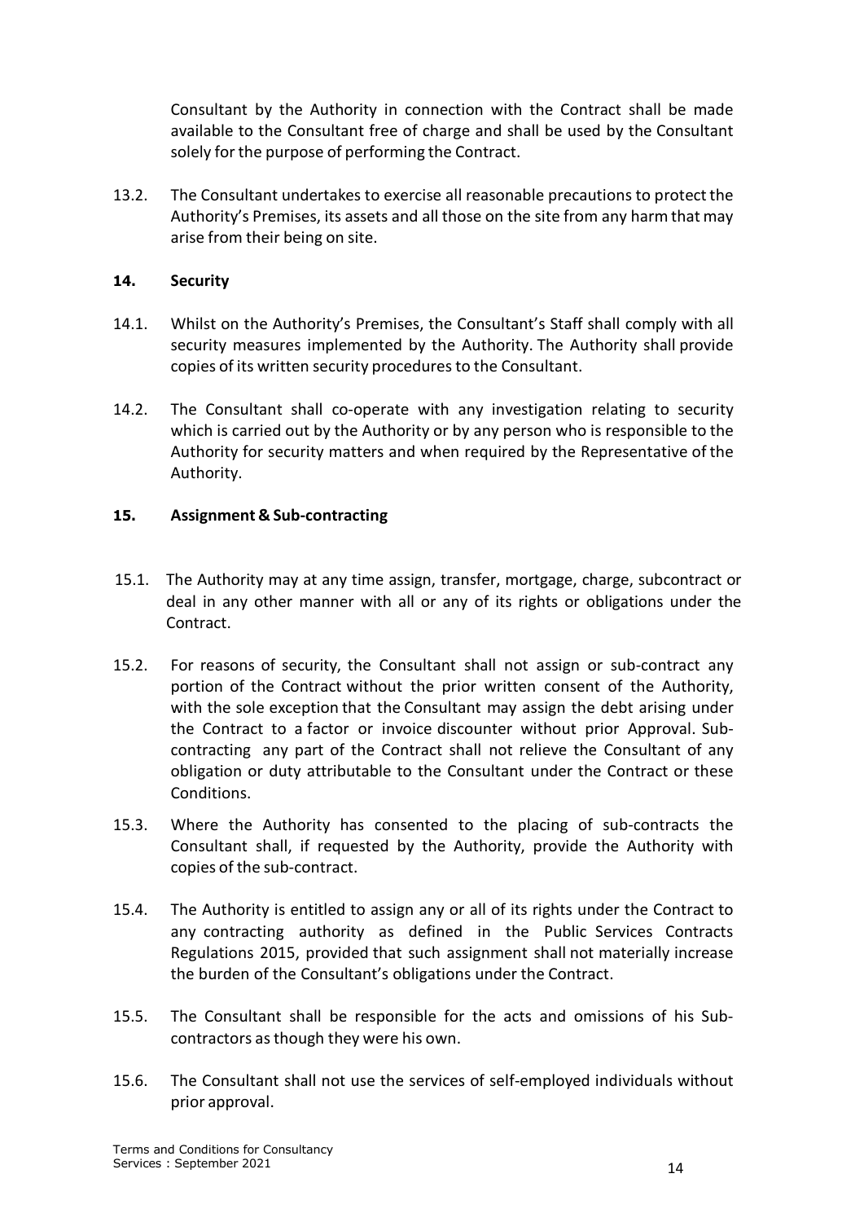Consultant by the Authority in connection with the Contract shall be made available to the Consultant free of charge and shall be used by the Consultant solely for the purpose of performing the Contract.

13.2. The Consultant undertakes to exercise all reasonable precautions to protect the Authority's Premises, its assets and all those on the site from any harm that may arise from their being on site.

**14. Security**

14.1. Whilst on the Authority's Premises, the Consultant's Staff shall comply with all security measures implemented by the Authority. The Authority shall provide copies of its written security procedures to the Consultant.

14.2. The Consultant shall co-operate with any investigation relating to security which is carried out by the Authority or by any person who is responsible to the Authority for security matters and when required by the Representative of the Authority.

**15. Assignment & Sub-contracting**

15.1. The Authority may at any time assign, transfer, mortgage, charge, subcontract or deal in any other manner with all or any of its rights or obligations under the Contract.

15.2. For reasons of security, the Consultant shall not assign or sub-contract any portion of the Contract without the prior written consent of the Authority, with the sole exception that the Consultant may assign the debt arising under the Contract to a factor or invoice discounter without prior Approval. Sub-contracting any part of the Contract shall not relieve the Consultant of any obligation or duty attributable to the Consultant under the Contract or these Conditions.

15.3. Where the Authority has consented to the placing of sub-contracts the Consultant shall, if requested by the Authority, provide the Authority with copies of the sub-contract.

15.4. The Authority is entitled to assign any or all of its rights under the Contract to any contracting authority as defined in the Public Services Contracts Regulations 2015, provided that such assignment shall not materially increase the burden of the Consultant's obligations under the Contract.

15.5. The Consultant shall be responsible for the acts and omissions of his Sub-contractors as though they were his own.

15.6. The Consultant shall not use the services of self-employed individuals without prior approval.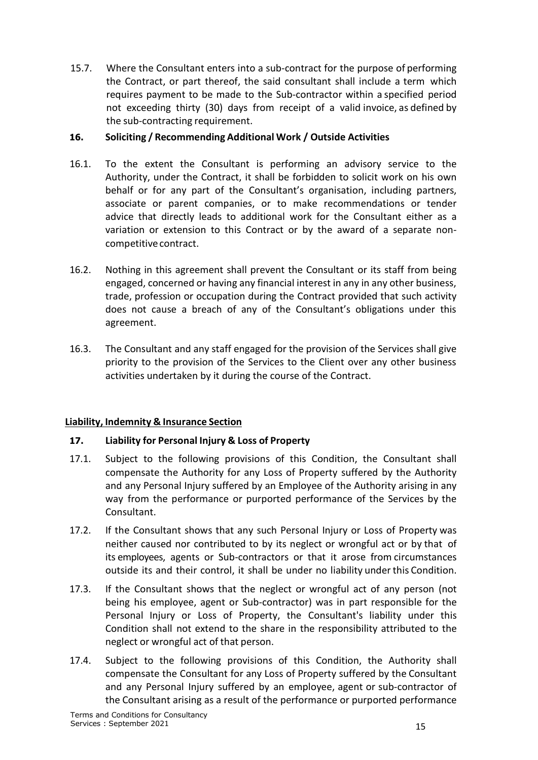15.7. Where the Consultant enters into a sub-contract for the purpose of performing the Contract, or part thereof, the said consultant shall include a term which requires payment to be made to the Sub-contractor within a specified period not exceeding thirty (30) days from receipt of a valid invoice, as defined by the sub-contracting requirement.

### 16. Soliciting / Recommending Additional Work / Outside Activities

16.1. To the extent the Consultant is performing an advisory service to the Authority, under the Contract, it shall be forbidden to solicit work on his own behalf or for any part of the Consultant's organisation, including partners, associate or parent companies, or to make recommendations or tender advice that directly leads to additional work for the Consultant either as a variation or extension to this Contract or by the award of a separate non-competitive contract.

16.2. Nothing in this agreement shall prevent the Consultant or its staff from being engaged, concerned or having any financial interest in any in any other business, trade, profession or occupation during the Contract provided that such activity does not cause a breach of any of the Consultant's obligations under this agreement.

16.3. The Consultant and any staff engaged for the provision of the Services shall give priority to the provision of the Services to the Client over any other business activities undertaken by it during the course of the Contract.

## <u>Liability, Indemnity & Insurance Section</u>

### 17. Liability for Personal Injury & Loss of Property

17.1. Subject to the following provisions of this Condition, the Consultant shall compensate the Authority for any Loss of Property suffered by the Authority and any Personal Injury suffered by an Employee of the Authority arising in any way from the performance or purported performance of the Services by the Consultant.

17.2. If the Consultant shows that any such Personal Injury or Loss of Property was neither caused nor contributed to by its neglect or wrongful act or by that of its employees, agents or Sub-contractors or that it arose from circumstances outside its and their control, it shall be under no liability under this Condition.

17.3. If the Consultant shows that the neglect or wrongful act of any person (not being his employee, agent or Sub-contractor) was in part responsible for the Personal Injury or Loss of Property, the Consultant's liability under this Condition shall not extend to the share in the responsibility attributed to the neglect or wrongful act of that person.

17.4. Subject to the following provisions of this Condition, the Authority shall compensate the Consultant for any Loss of Property suffered by the Consultant and any Personal Injury suffered by an employee, agent or sub-contractor of the Consultant arising as a result of the performance or purported performance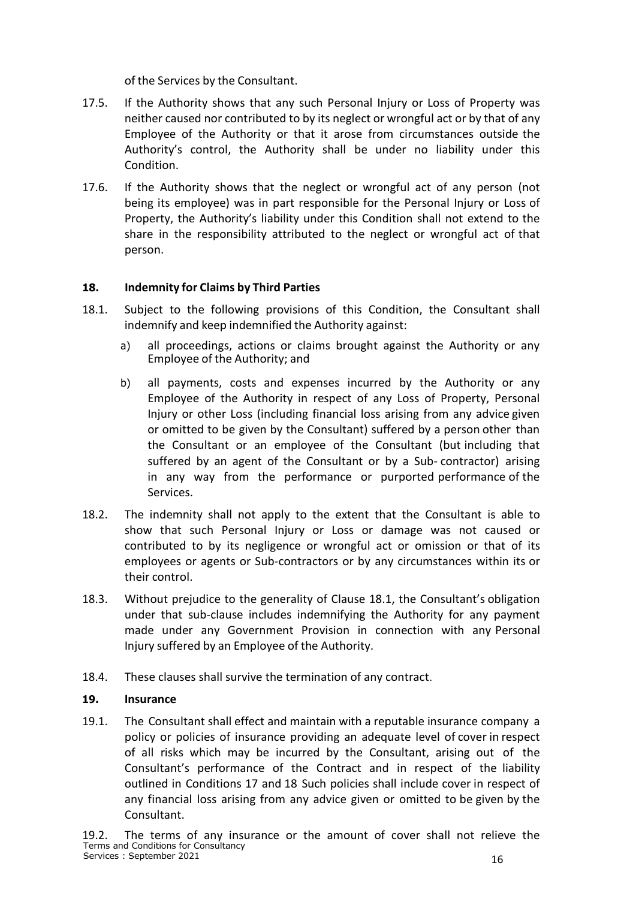of the Services by the Consultant.

17.5. If the Authority shows that any such Personal Injury or Loss of Property was neither caused nor contributed to by its neglect or wrongful act or by that of any Employee of the Authority or that it arose from circumstances outside the Authority's control, the Authority shall be under no liability under this Condition.

17.6. If the Authority shows that the neglect or wrongful act of any person (not being its employee) was in part responsible for the Personal Injury or Loss of Property, the Authority's liability under this Condition shall not extend to the share in the responsibility attributed to the neglect or wrongful act of that person.

## 18. Indemnity for Claims by Third Parties

18.1. Subject to the following provisions of this Condition, the Consultant shall indemnify and keep indemnified the Authority against:

a) all proceedings, actions or claims brought against the Authority or any Employee of the Authority; and

b) all payments, costs and expenses incurred by the Authority or any Employee of the Authority in respect of any Loss of Property, Personal Injury or other Loss (including financial loss arising from any advice given or omitted to be given by the Consultant) suffered by a person other than the Consultant or an employee of the Consultant (but including that suffered by an agent of the Consultant or by a Sub- contractor) arising in any way from the performance or purported performance of the Services.

18.2. The indemnity shall not apply to the extent that the Consultant is able to show that such Personal Injury or Loss or damage was not caused or contributed to by its negligence or wrongful act or omission or that of its employees or agents or Sub-contractors or by any circumstances within its or their control.

18.3. Without prejudice to the generality of Clause 18.1, the Consultant's obligation under that sub-clause includes indemnifying the Authority for any payment made under any Government Provision in connection with any Personal Injury suffered by an Employee of the Authority.

18.4. These clauses shall survive the termination of any contract.

## 19. Insurance

19.1. The Consultant shall effect and maintain with a reputable insurance company a policy or policies of insurance providing an adequate level of cover in respect of all risks which may be incurred by the Consultant, arising out of the Consultant's performance of the Contract and in respect of the liability outlined in Conditions 17 and 18 Such policies shall include cover in respect of any financial loss arising from any advice given or omitted to be given by the Consultant.

19.2. The terms of any insurance or the amount of cover shall not relieve the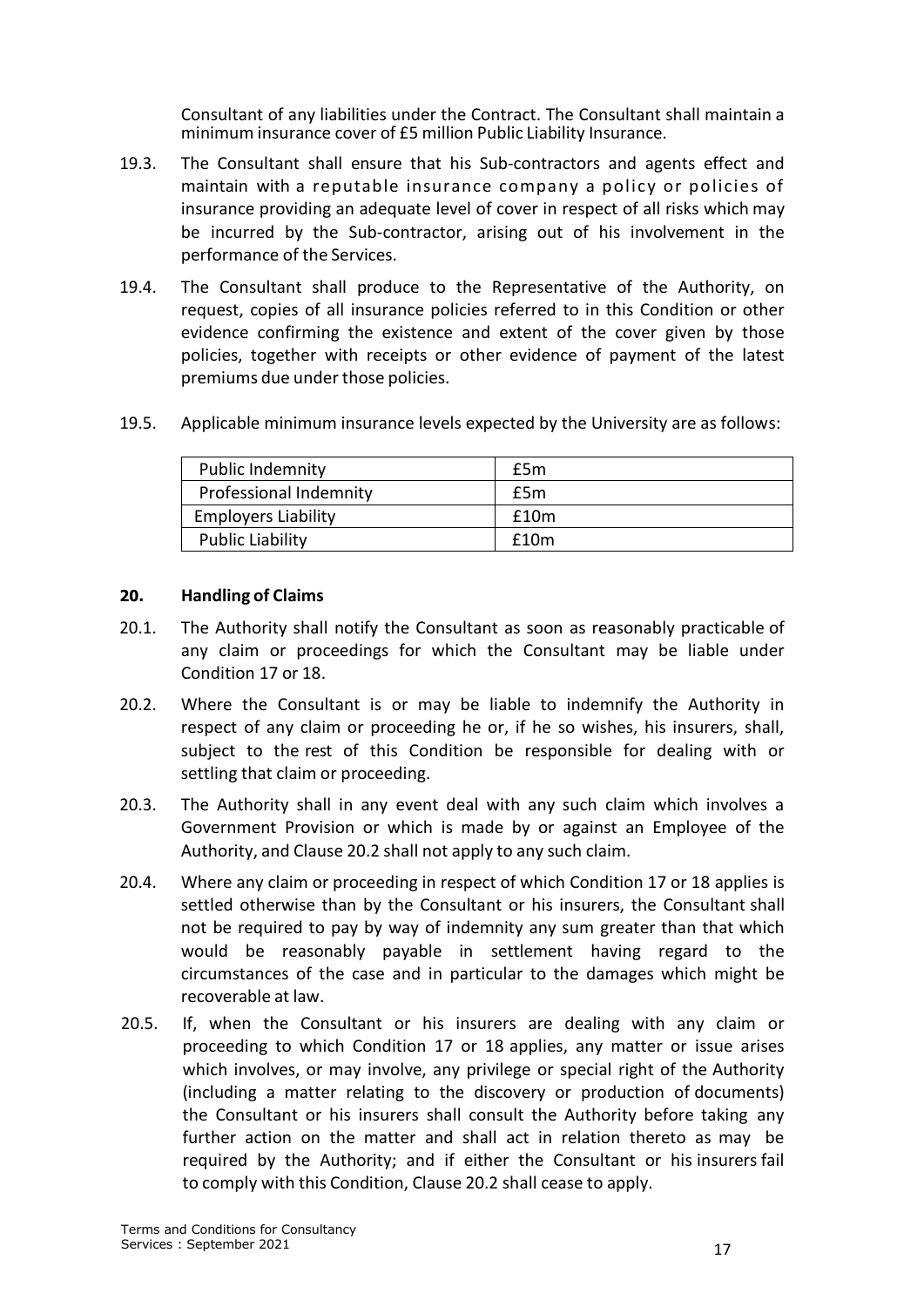Consultant of any liabilities under the Contract. The Consultant shall maintain a minimum insurance cover of £5 million Public Liability Insurance.

19.3. The Consultant shall ensure that his Sub-contractors and agents effect and maintain with a reputable insurance company a policy or policies of insurance providing an adequate level of cover in respect of all risks which may be incurred by the Sub-contractor, arising out of his involvement in the performance of the Services.

19.4. The Consultant shall produce to the Representative of the Authority, on request, copies of all insurance policies referred to in this Condition or other evidence confirming the existence and extent of the cover given by those policies, together with receipts or other evidence of payment of the latest premiums due under those policies.

19.5. Applicable minimum insurance levels expected by the University are as follows:

| Public Indemnity | £5m |
|---|---|
| Professional Indemnity | £5m |
| Employers Liability | £10m |
| Public Liability | £10m |

## 20. Handling of Claims

20.1. The Authority shall notify the Consultant as soon as reasonably practicable of any claim or proceedings for which the Consultant may be liable under Condition 17 or 18.

20.2. Where the Consultant is or may be liable to indemnify the Authority in respect of any claim or proceeding he or, if he so wishes, his insurers, shall, subject to the rest of this Condition be responsible for dealing with or settling that claim or proceeding.

20.3. The Authority shall in any event deal with any such claim which involves a Government Provision or which is made by or against an Employee of the Authority, and Clause 20.2 shall not apply to any such claim.

20.4. Where any claim or proceeding in respect of which Condition 17 or 18 applies is settled otherwise than by the Consultant or his insurers, the Consultant shall not be required to pay by way of indemnity any sum greater than that which would be reasonably payable in settlement having regard to the circumstances of the case and in particular to the damages which might be recoverable at law.

20.5. If, when the Consultant or his insurers are dealing with any claim or proceeding to which Condition 17 or 18 applies, any matter or issue arises which involves, or may involve, any privilege or special right of the Authority (including a matter relating to the discovery or production of documents) the Consultant or his insurers shall consult the Authority before taking any further action on the matter and shall act in relation thereto as may be required by the Authority; and if either the Consultant or his insurers fail to comply with this Condition, Clause 20.2 shall cease to apply.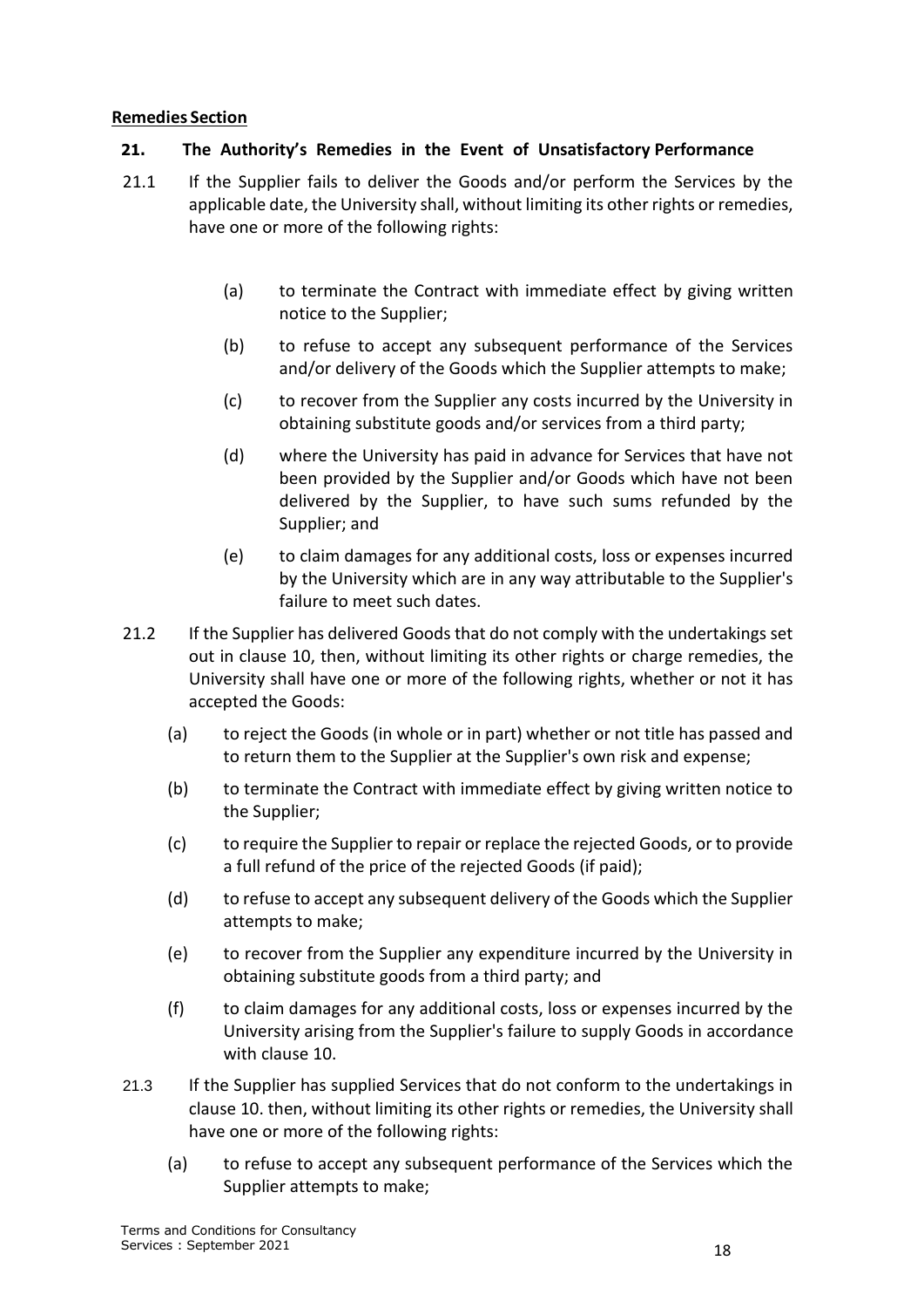**Remedies Section**

**21. The Authority's Remedies in the Event of Unsatisfactory Performance**

21.1 If the Supplier fails to deliver the Goods and/or perform the Services by the applicable date, the University shall, without limiting its other rights or remedies, have one or more of the following rights:

(a) to terminate the Contract with immediate effect by giving written notice to the Supplier;

(b) to refuse to accept any subsequent performance of the Services and/or delivery of the Goods which the Supplier attempts to make;

(c) to recover from the Supplier any costs incurred by the University in obtaining substitute goods and/or services from a third party;

(d) where the University has paid in advance for Services that have not been provided by the Supplier and/or Goods which have not been delivered by the Supplier, to have such sums refunded by the Supplier; and

(e) to claim damages for any additional costs, loss or expenses incurred by the University which are in any way attributable to the Supplier's failure to meet such dates.

21.2 If the Supplier has delivered Goods that do not comply with the undertakings set out in clause 10, then, without limiting its other rights or charge remedies, the University shall have one or more of the following rights, whether or not it has accepted the Goods:

(a) to reject the Goods (in whole or in part) whether or not title has passed and to return them to the Supplier at the Supplier's own risk and expense;

(b) to terminate the Contract with immediate effect by giving written notice to the Supplier;

(c) to require the Supplier to repair or replace the rejected Goods, or to provide a full refund of the price of the rejected Goods (if paid);

(d) to refuse to accept any subsequent delivery of the Goods which the Supplier attempts to make;

(e) to recover from the Supplier any expenditure incurred by the University in obtaining substitute goods from a third party; and

(f) to claim damages for any additional costs, loss or expenses incurred by the University arising from the Supplier's failure to supply Goods in accordance with clause 10.

21.3 If the Supplier has supplied Services that do not conform to the undertakings in clause 10. then, without limiting its other rights or remedies, the University shall have one or more of the following rights:

(a) to refuse to accept any subsequent performance of the Services which the Supplier attempts to make;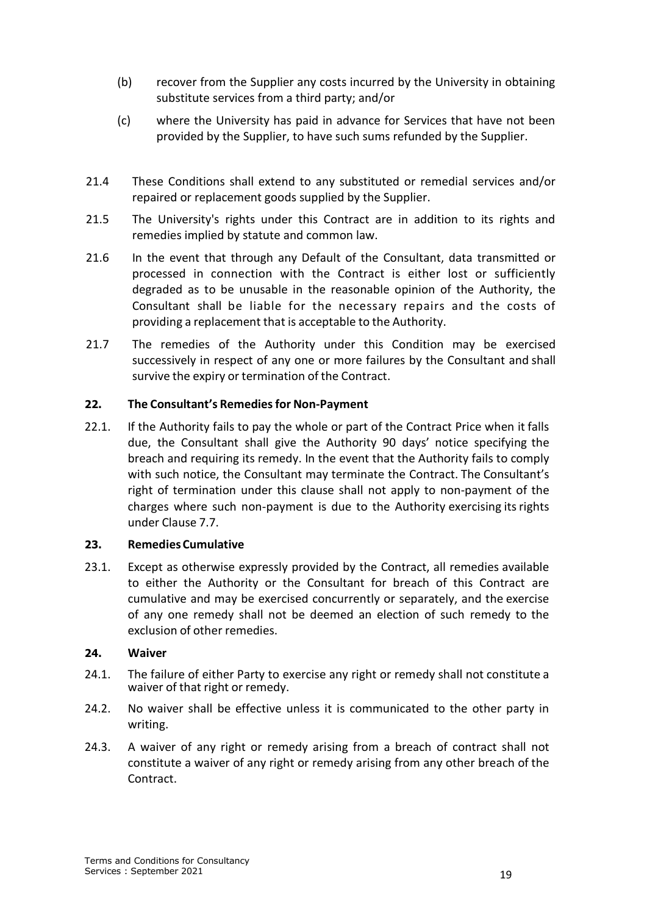(b) recover from the Supplier any costs incurred by the University in obtaining substitute services from a third party; and/or

(c) where the University has paid in advance for Services that have not been provided by the Supplier, to have such sums refunded by the Supplier.

21.4 These Conditions shall extend to any substituted or remedial services and/or repaired or replacement goods supplied by the Supplier.

21.5 The University's rights under this Contract are in addition to its rights and remedies implied by statute and common law.

21.6 In the event that through any Default of the Consultant, data transmitted or processed in connection with the Contract is either lost or sufficiently degraded as to be unusable in the reasonable opinion of the Authority, the Consultant shall be liable for the necessary repairs and the costs of providing a replacement that is acceptable to the Authority.

21.7 The remedies of the Authority under this Condition may be exercised successively in respect of any one or more failures by the Consultant and shall survive the expiry or termination of the Contract.

**22. The Consultant's Remedies for Non-Payment**

22.1. If the Authority fails to pay the whole or part of the Contract Price when it falls due, the Consultant shall give the Authority 90 days' notice specifying the breach and requiring its remedy. In the event that the Authority fails to comply with such notice, the Consultant may terminate the Contract. The Consultant's right of termination under this clause shall not apply to non-payment of the charges where such non-payment is due to the Authority exercising its rights under Clause 7.7.

**23. Remedies Cumulative**

23.1. Except as otherwise expressly provided by the Contract, all remedies available to either the Authority or the Consultant for breach of this Contract are cumulative and may be exercised concurrently or separately, and the exercise of any one remedy shall not be deemed an election of such remedy to the exclusion of other remedies.

**24. Waiver**

24.1. The failure of either Party to exercise any right or remedy shall not constitute a waiver of that right or remedy.

24.2. No waiver shall be effective unless it is communicated to the other party in writing.

24.3. A waiver of any right or remedy arising from a breach of contract shall not constitute a waiver of any right or remedy arising from any other breach of the Contract.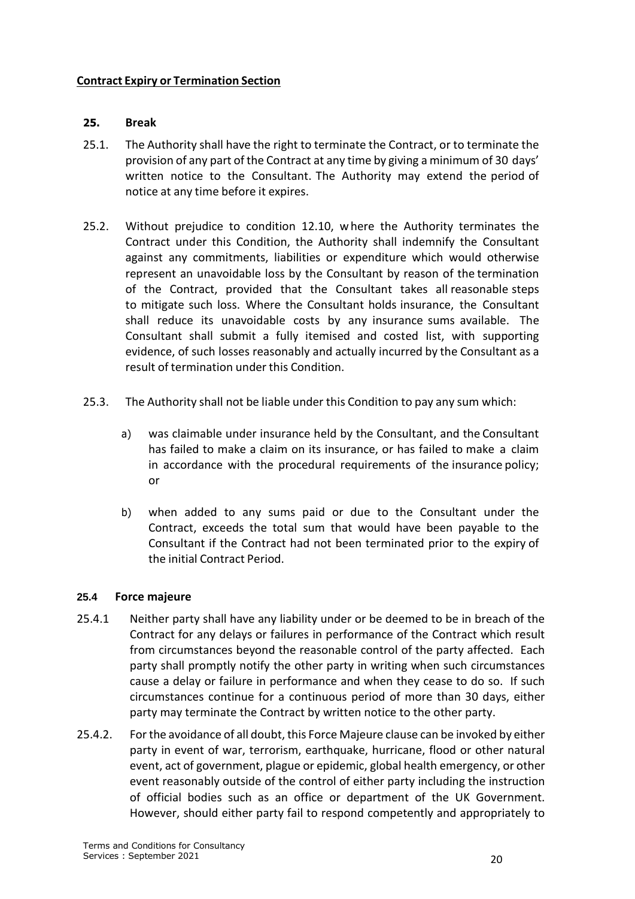**Contract Expiry or Termination Section**

**25. Break**

25.1. The Authority shall have the right to terminate the Contract, or to terminate the provision of any part of the Contract at any time by giving a minimum of 30 days' written notice to the Consultant. The Authority may extend the period of notice at any time before it expires.

25.2. Without prejudice to condition 12.10, where the Authority terminates the Contract under this Condition, the Authority shall indemnify the Consultant against any commitments, liabilities or expenditure which would otherwise represent an unavoidable loss by the Consultant by reason of the termination of the Contract, provided that the Consultant takes all reasonable steps to mitigate such loss. Where the Consultant holds insurance, the Consultant shall reduce its unavoidable costs by any insurance sums available. The Consultant shall submit a fully itemised and costed list, with supporting evidence, of such losses reasonably and actually incurred by the Consultant as a result of termination under this Condition.

25.3. The Authority shall not be liable under this Condition to pay any sum which:

a) was claimable under insurance held by the Consultant, and the Consultant has failed to make a claim on its insurance, or has failed to make a claim in accordance with the procedural requirements of the insurance policy; or

b) when added to any sums paid or due to the Consultant under the Contract, exceeds the total sum that would have been payable to the Consultant if the Contract had not been terminated prior to the expiry of the initial Contract Period.

**25.4 Force majeure**

25.4.1 Neither party shall have any liability under or be deemed to be in breach of the Contract for any delays or failures in performance of the Contract which result from circumstances beyond the reasonable control of the party affected. Each party shall promptly notify the other party in writing when such circumstances cause a delay or failure in performance and when they cease to do so. If such circumstances continue for a continuous period of more than 30 days, either party may terminate the Contract by written notice to the other party.

25.4.2. For the avoidance of all doubt, this Force Majeure clause can be invoked by either party in event of war, terrorism, earthquake, hurricane, flood or other natural event, act of government, plague or epidemic, global health emergency, or other event reasonably outside of the control of either party including the instruction of official bodies such as an office or department of the UK Government. However, should either party fail to respond competently and appropriately to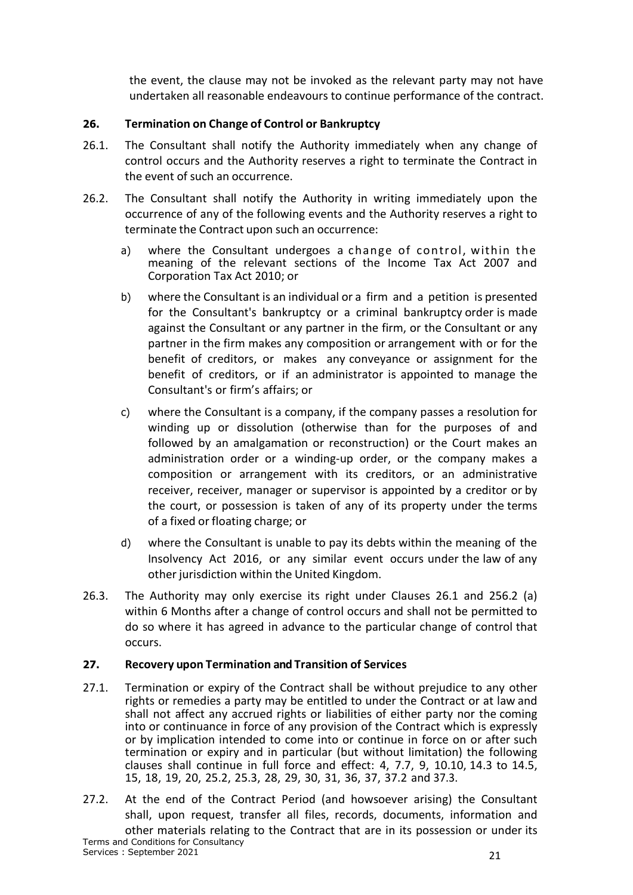the event, the clause may not be invoked as the relevant party may not have undertaken all reasonable endeavours to continue performance of the contract.

## 26. Termination on Change of Control or Bankruptcy

26.1. The Consultant shall notify the Authority immediately when any change of control occurs and the Authority reserves a right to terminate the Contract in the event of such an occurrence.

26.2. The Consultant shall notify the Authority in writing immediately upon the occurrence of any of the following events and the Authority reserves a right to terminate the Contract upon such an occurrence:

a) where the Consultant undergoes a change of control, within the meaning of the relevant sections of the Income Tax Act 2007 and Corporation Tax Act 2010; or

b) where the Consultant is an individual or a firm and a petition is presented for the Consultant's bankruptcy or a criminal bankruptcy order is made against the Consultant or any partner in the firm, or the Consultant or any partner in the firm makes any composition or arrangement with or for the benefit of creditors, or makes any conveyance or assignment for the benefit of creditors, or if an administrator is appointed to manage the Consultant's or firm's affairs; or

c) where the Consultant is a company, if the company passes a resolution for winding up or dissolution (otherwise than for the purposes of and followed by an amalgamation or reconstruction) or the Court makes an administration order or a winding-up order, or the company makes a composition or arrangement with its creditors, or an administrative receiver, receiver, manager or supervisor is appointed by a creditor or by the court, or possession is taken of any of its property under the terms of a fixed or floating charge; or

d) where the Consultant is unable to pay its debts within the meaning of the Insolvency Act 2016, or any similar event occurs under the law of any other jurisdiction within the United Kingdom.

26.3. The Authority may only exercise its right under Clauses 26.1 and 256.2 (a) within 6 Months after a change of control occurs and shall not be permitted to do so where it has agreed in advance to the particular change of control that occurs.

## 27. Recovery upon Termination and Transition of Services

27.1. Termination or expiry of the Contract shall be without prejudice to any other rights or remedies a party may be entitled to under the Contract or at law and shall not affect any accrued rights or liabilities of either party nor the coming into or continuance in force of any provision of the Contract which is expressly or by implication intended to come into or continue in force on or after such termination or expiry and in particular (but without limitation) the following clauses shall continue in full force and effect: 4, 7.7, 9, 10.10, 14.3 to 14.5, 15, 18, 19, 20, 25.2, 25.3, 28, 29, 30, 31, 36, 37, 37.2 and 37.3.

27.2. At the end of the Contract Period (and howsoever arising) the Consultant shall, upon request, transfer all files, records, documents, information and other materials relating to the Contract that are in its possession or under its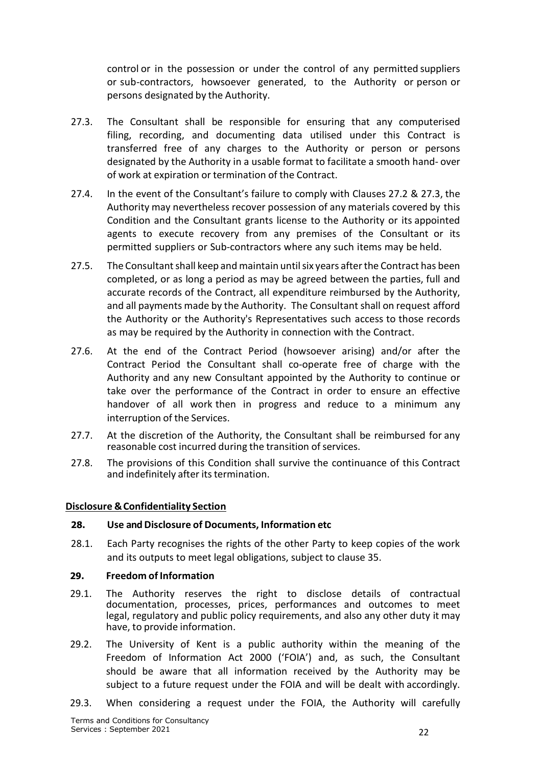control or in the possession or under the control of any permitted suppliers or sub-contractors, howsoever generated, to the Authority or person or persons designated by the Authority.

27.3. The Consultant shall be responsible for ensuring that any computerised filing, recording, and documenting data utilised under this Contract is transferred free of any charges to the Authority or person or persons designated by the Authority in a usable format to facilitate a smooth hand- over of work at expiration or termination of the Contract.

27.4. In the event of the Consultant's failure to comply with Clauses 27.2 & 27.3, the Authority may nevertheless recover possession of any materials covered by this Condition and the Consultant grants license to the Authority or its appointed agents to execute recovery from any premises of the Consultant or its permitted suppliers or Sub-contractors where any such items may be held.

27.5. The Consultant shall keep and maintain until six years after the Contract has been completed, or as long a period as may be agreed between the parties, full and accurate records of the Contract, all expenditure reimbursed by the Authority, and all payments made by the Authority. The Consultant shall on request afford the Authority or the Authority's Representatives such access to those records as may be required by the Authority in connection with the Contract.

27.6. At the end of the Contract Period (howsoever arising) and/or after the Contract Period the Consultant shall co-operate free of charge with the Authority and any new Consultant appointed by the Authority to continue or take over the performance of the Contract in order to ensure an effective handover of all work then in progress and reduce to a minimum any interruption of the Services.

27.7. At the discretion of the Authority, the Consultant shall be reimbursed for any reasonable cost incurred during the transition of services.

27.8. The provisions of this Condition shall survive the continuance of this Contract and indefinitely after its termination.

**Disclosure & Confidentiality Section**

**28. Use and Disclosure of Documents, Information etc**

28.1. Each Party recognises the rights of the other Party to keep copies of the work and its outputs to meet legal obligations, subject to clause 35.

**29. Freedom of Information**

29.1. The Authority reserves the right to disclose details of contractual documentation, processes, prices, performances and outcomes to meet legal, regulatory and public policy requirements, and also any other duty it may have, to provide information.

29.2. The University of Kent is a public authority within the meaning of the Freedom of Information Act 2000 ('FOIA') and, as such, the Consultant should be aware that all information received by the Authority may be subject to a future request under the FOIA and will be dealt with accordingly.

29.3. When considering a request under the FOIA, the Authority will carefully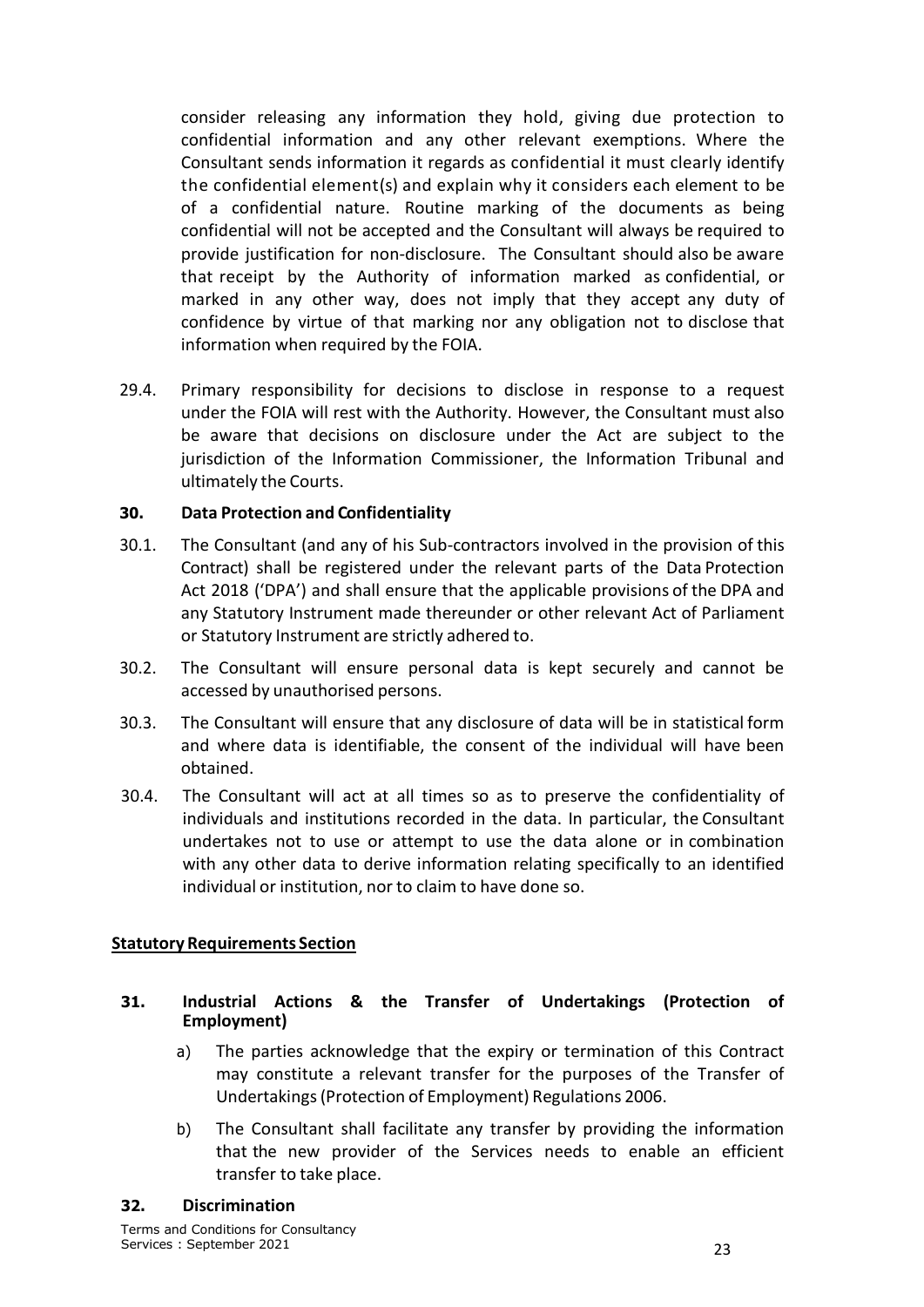consider releasing any information they hold, giving due protection to confidential information and any other relevant exemptions. Where the Consultant sends information it regards as confidential it must clearly identify the confidential element(s) and explain why it considers each element to be of a confidential nature. Routine marking of the documents as being confidential will not be accepted and the Consultant will always be required to provide justification for non-disclosure. The Consultant should also be aware that receipt by the Authority of information marked as confidential, or marked in any other way, does not imply that they accept any duty of confidence by virtue of that marking nor any obligation not to disclose that information when required by the FOIA.

29.4. Primary responsibility for decisions to disclose in response to a request under the FOIA will rest with the Authority. However, the Consultant must also be aware that decisions on disclosure under the Act are subject to the jurisdiction of the Information Commissioner, the Information Tribunal and ultimately the Courts.

### 30. Data Protection and Confidentiality

30.1. The Consultant (and any of his Sub-contractors involved in the provision of this Contract) shall be registered under the relevant parts of the Data Protection Act 2018 ('DPA') and shall ensure that the applicable provisions of the DPA and any Statutory Instrument made thereunder or other relevant Act of Parliament or Statutory Instrument are strictly adhered to.

30.2. The Consultant will ensure personal data is kept securely and cannot be accessed by unauthorised persons.

30.3. The Consultant will ensure that any disclosure of data will be in statistical form and where data is identifiable, the consent of the individual will have been obtained.

30.4. The Consultant will act at all times so as to preserve the confidentiality of individuals and institutions recorded in the data. In particular, the Consultant undertakes not to use or attempt to use the data alone or in combination with any other data to derive information relating specifically to an identified individual or institution, nor to claim to have done so.

## Statutory Requirements Section

### 31. Industrial Actions & the Transfer of Undertakings (Protection of Employment)

a) The parties acknowledge that the expiry or termination of this Contract may constitute a relevant transfer for the purposes of the Transfer of Undertakings (Protection of Employment) Regulations 2006.

b) The Consultant shall facilitate any transfer by providing the information that the new provider of the Services needs to enable an efficient transfer to take place.

### 32. Discrimination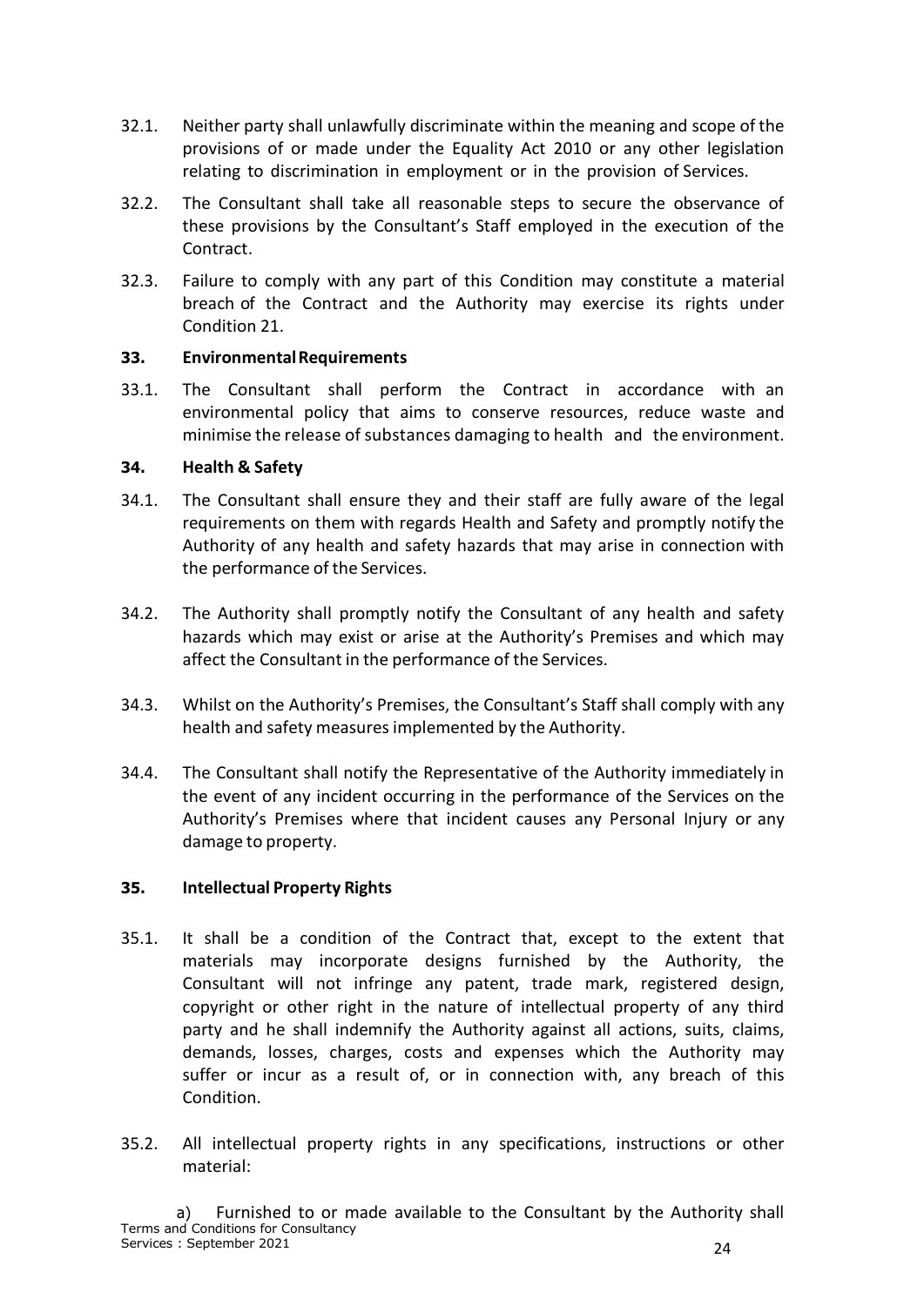32.1. Neither party shall unlawfully discriminate within the meaning and scope of the provisions of or made under the Equality Act 2010 or any other legislation relating to discrimination in employment or in the provision of Services.

32.2. The Consultant shall take all reasonable steps to secure the observance of these provisions by the Consultant's Staff employed in the execution of the Contract.

32.3. Failure to comply with any part of this Condition may constitute a material breach of the Contract and the Authority may exercise its rights under Condition 21.

**33. Environmental Requirements**

33.1. The Consultant shall perform the Contract in accordance with an environmental policy that aims to conserve resources, reduce waste and minimise the release of substances damaging to health and the environment.

**34. Health & Safety**

34.1. The Consultant shall ensure they and their staff are fully aware of the legal requirements on them with regards Health and Safety and promptly notify the Authority of any health and safety hazards that may arise in connection with the performance of the Services.

34.2. The Authority shall promptly notify the Consultant of any health and safety hazards which may exist or arise at the Authority's Premises and which may affect the Consultant in the performance of the Services.

34.3. Whilst on the Authority's Premises, the Consultant's Staff shall comply with any health and safety measures implemented by the Authority.

34.4. The Consultant shall notify the Representative of the Authority immediately in the event of any incident occurring in the performance of the Services on the Authority's Premises where that incident causes any Personal Injury or any damage to property.

**35. Intellectual Property Rights**

35.1. It shall be a condition of the Contract that, except to the extent that materials may incorporate designs furnished by the Authority, the Consultant will not infringe any patent, trade mark, registered design, copyright or other right in the nature of intellectual property of any third party and he shall indemnify the Authority against all actions, suits, claims, demands, losses, charges, costs and expenses which the Authority may suffer or incur as a result of, or in connection with, any breach of this Condition.

35.2. All intellectual property rights in any specifications, instructions or other material:

a) Furnished to or made available to the Consultant by the Authority shall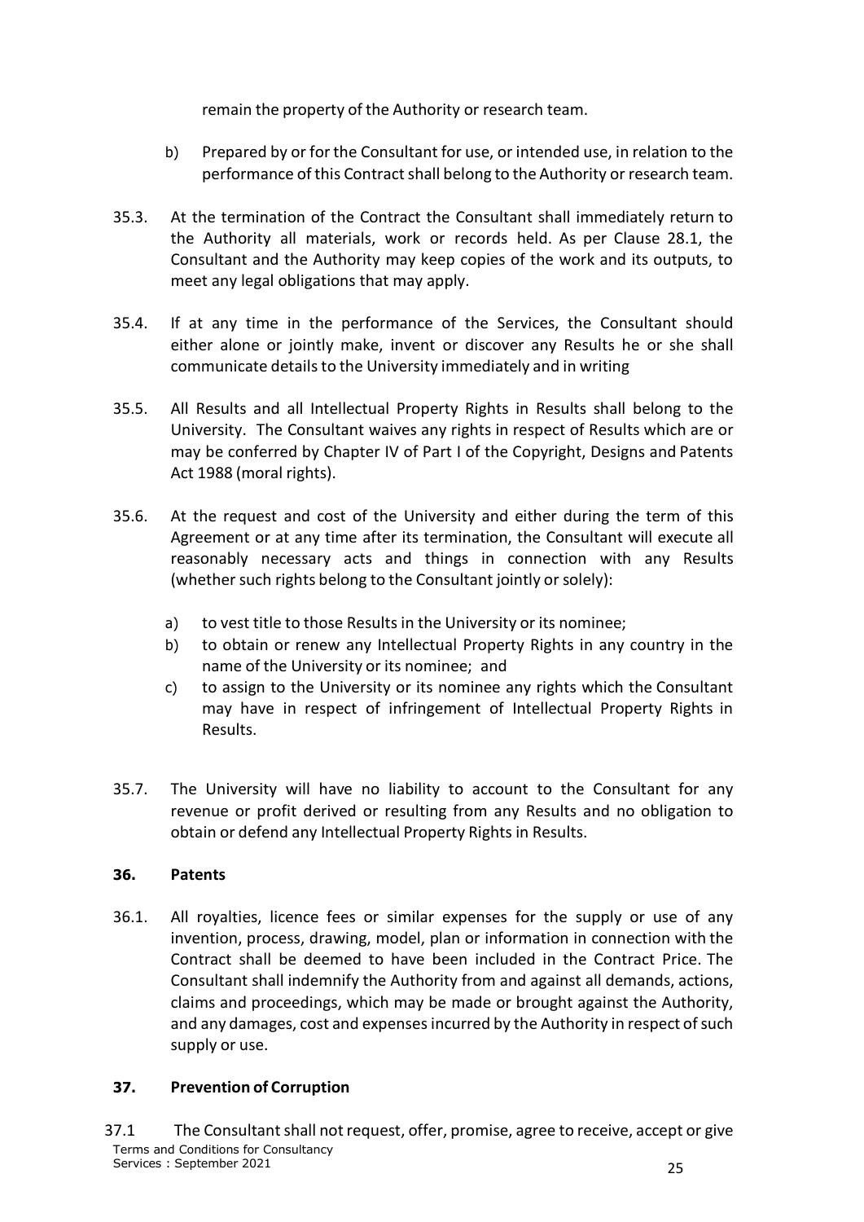remain the property of the Authority or research team.

b) Prepared by or for the Consultant for use, or intended use, in relation to the performance of this Contract shall belong to the Authority or research team.

35.3. At the termination of the Contract the Consultant shall immediately return to the Authority all materials, work or records held. As per Clause 28.1, the Consultant and the Authority may keep copies of the work and its outputs, to meet any legal obligations that may apply.

35.4. If at any time in the performance of the Services, the Consultant should either alone or jointly make, invent or discover any Results he or she shall communicate details to the University immediately and in writing

35.5. All Results and all Intellectual Property Rights in Results shall belong to the University. The Consultant waives any rights in respect of Results which are or may be conferred by Chapter IV of Part I of the Copyright, Designs and Patents Act 1988 (moral rights).

35.6. At the request and cost of the University and either during the term of this Agreement or at any time after its termination, the Consultant will execute all reasonably necessary acts and things in connection with any Results (whether such rights belong to the Consultant jointly or solely):

a) to vest title to those Results in the University or its nominee;
b) to obtain or renew any Intellectual Property Rights in any country in the name of the University or its nominee; and
c) to assign to the University or its nominee any rights which the Consultant may have in respect of infringement of Intellectual Property Rights in Results.

35.7. The University will have no liability to account to the Consultant for any revenue or profit derived or resulting from any Results and no obligation to obtain or defend any Intellectual Property Rights in Results.

### 36. Patents

36.1. All royalties, licence fees or similar expenses for the supply or use of any invention, process, drawing, model, plan or information in connection with the Contract shall be deemed to have been included in the Contract Price. The Consultant shall indemnify the Authority from and against all demands, actions, claims and proceedings, which may be made or brought against the Authority, and any damages, cost and expenses incurred by the Authority in respect of such supply or use.

### 37. Prevention of Corruption

37.1 The Consultant shall not request, offer, promise, agree to receive, accept or give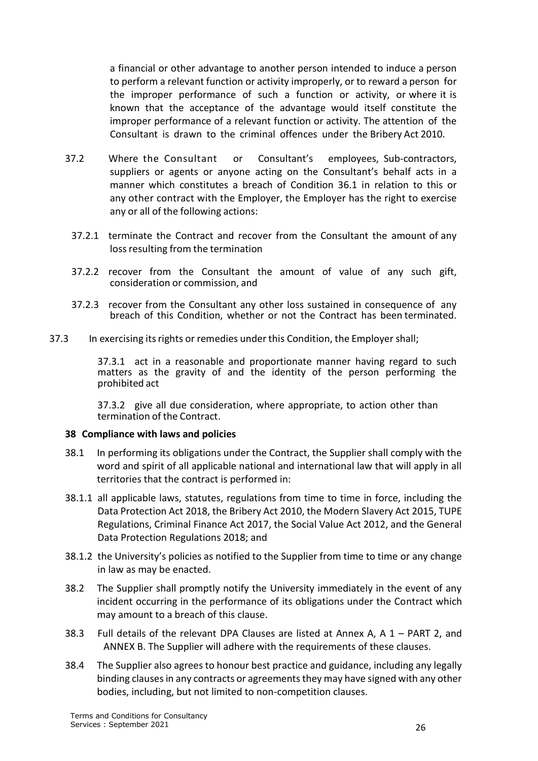a financial or other advantage to another person intended to induce a person to perform a relevant function or activity improperly, or to reward a person for the improper performance of such a function or activity, or where it is known that the acceptance of the advantage would itself constitute the improper performance of a relevant function or activity. The attention of the Consultant is drawn to the criminal offences under the Bribery Act 2010.

37.2 Where the Consultant or Consultant's employees, Sub-contractors, suppliers or agents or anyone acting on the Consultant's behalf acts in a manner which constitutes a breach of Condition 36.1 in relation to this or any other contract with the Employer, the Employer has the right to exercise any or all of the following actions:

37.2.1 terminate the Contract and recover from the Consultant the amount of any loss resulting from the termination

37.2.2 recover from the Consultant the amount of value of any such gift, consideration or commission, and

37.2.3 recover from the Consultant any other loss sustained in consequence of any breach of this Condition, whether or not the Contract has been terminated.

37.3 In exercising its rights or remedies under this Condition, the Employer shall;

37.3.1 act in a reasonable and proportionate manner having regard to such matters as the gravity of and the identity of the person performing the prohibited act

37.3.2 give all due consideration, where appropriate, to action other than termination of the Contract.

**38 Compliance with laws and policies**

38.1 In performing its obligations under the Contract, the Supplier shall comply with the word and spirit of all applicable national and international law that will apply in all territories that the contract is performed in:

38.1.1 all applicable laws, statutes, regulations from time to time in force, including the Data Protection Act 2018, the Bribery Act 2010, the Modern Slavery Act 2015, TUPE Regulations, Criminal Finance Act 2017, the Social Value Act 2012, and the General Data Protection Regulations 2018; and

38.1.2 the University's policies as notified to the Supplier from time to time or any change in law as may be enacted.

38.2 The Supplier shall promptly notify the University immediately in the event of any incident occurring in the performance of its obligations under the Contract which may amount to a breach of this clause.

38.3 Full details of the relevant DPA Clauses are listed at Annex A, A 1 – PART 2, and ANNEX B. The Supplier will adhere with the requirements of these clauses.

38.4 The Supplier also agrees to honour best practice and guidance, including any legally binding clauses in any contracts or agreements they may have signed with any other bodies, including, but not limited to non-competition clauses.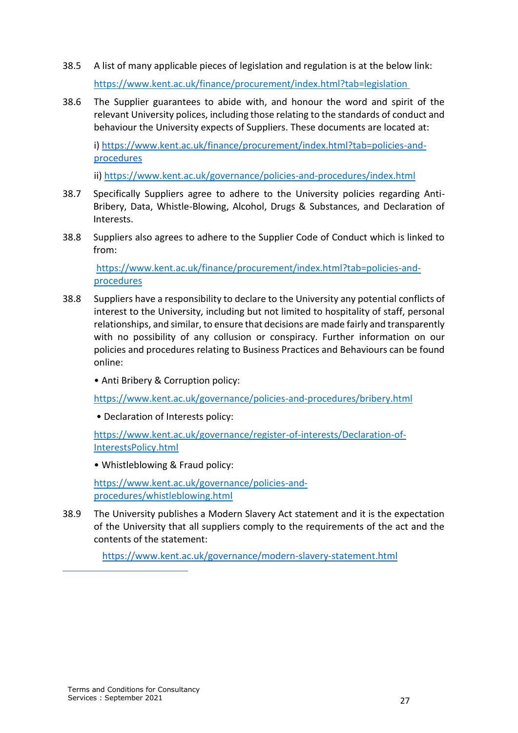38.5 A list of many applicable pieces of legislation and regulation is at the below link:

https://www.kent.ac.uk/finance/procurement/index.html?tab=legislation

38.6 The Supplier guarantees to abide with, and honour the word and spirit of the relevant University polices, including those relating to the standards of conduct and behaviour the University expects of Suppliers. These documents are located at:

i) https://www.kent.ac.uk/finance/procurement/index.html?tab=policies-and-procedures

ii) https://www.kent.ac.uk/governance/policies-and-procedures/index.html

38.7 Specifically Suppliers agree to adhere to the University policies regarding Anti-Bribery, Data, Whistle-Blowing, Alcohol, Drugs & Substances, and Declaration of Interests.

38.8 Suppliers also agrees to adhere to the Supplier Code of Conduct which is linked to from:

https://www.kent.ac.uk/finance/procurement/index.html?tab=policies-and-procedures

38.8 Suppliers have a responsibility to declare to the University any potential conflicts of interest to the University, including but not limited to hospitality of staff, personal relationships, and similar, to ensure that decisions are made fairly and transparently with no possibility of any collusion or conspiracy. Further information on our policies and procedures relating to Business Practices and Behaviours can be found online:

• Anti Bribery & Corruption policy:

https://www.kent.ac.uk/governance/policies-and-procedures/bribery.html

• Declaration of Interests policy:

https://www.kent.ac.uk/governance/register-of-interests/Declaration-of-InterestsPolicy.html

• Whistleblowing & Fraud policy:

https://www.kent.ac.uk/governance/policies-and-procedures/whistleblowing.html

38.9 The University publishes a Modern Slavery Act statement and it is the expectation of the University that all suppliers comply to the requirements of the act and the contents of the statement:

https://www.kent.ac.uk/governance/modern-slavery-statement.html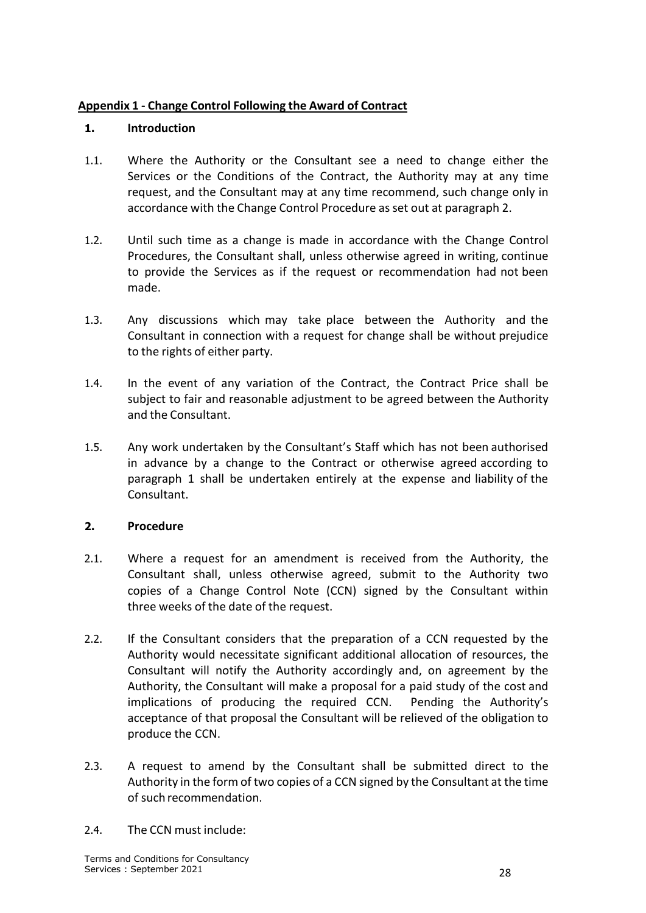**Appendix 1 - Change Control Following the Award of Contract**

**1. Introduction**

1.1. Where the Authority or the Consultant see a need to change either the Services or the Conditions of the Contract, the Authority may at any time request, and the Consultant may at any time recommend, such change only in accordance with the Change Control Procedure as set out at paragraph 2.

1.2. Until such time as a change is made in accordance with the Change Control Procedures, the Consultant shall, unless otherwise agreed in writing, continue to provide the Services as if the request or recommendation had not been made.

1.3. Any discussions which may take place between the Authority and the Consultant in connection with a request for change shall be without prejudice to the rights of either party.

1.4. In the event of any variation of the Contract, the Contract Price shall be subject to fair and reasonable adjustment to be agreed between the Authority and the Consultant.

1.5. Any work undertaken by the Consultant's Staff which has not been authorised in advance by a change to the Contract or otherwise agreed according to paragraph 1 shall be undertaken entirely at the expense and liability of the Consultant.

**2. Procedure**

2.1. Where a request for an amendment is received from the Authority, the Consultant shall, unless otherwise agreed, submit to the Authority two copies of a Change Control Note (CCN) signed by the Consultant within three weeks of the date of the request.

2.2. If the Consultant considers that the preparation of a CCN requested by the Authority would necessitate significant additional allocation of resources, the Consultant will notify the Authority accordingly and, on agreement by the Authority, the Consultant will make a proposal for a paid study of the cost and implications of producing the required CCN. Pending the Authority's acceptance of that proposal the Consultant will be relieved of the obligation to produce the CCN.

2.3. A request to amend by the Consultant shall be submitted direct to the Authority in the form of two copies of a CCN signed by the Consultant at the time of such recommendation.

2.4. The CCN must include: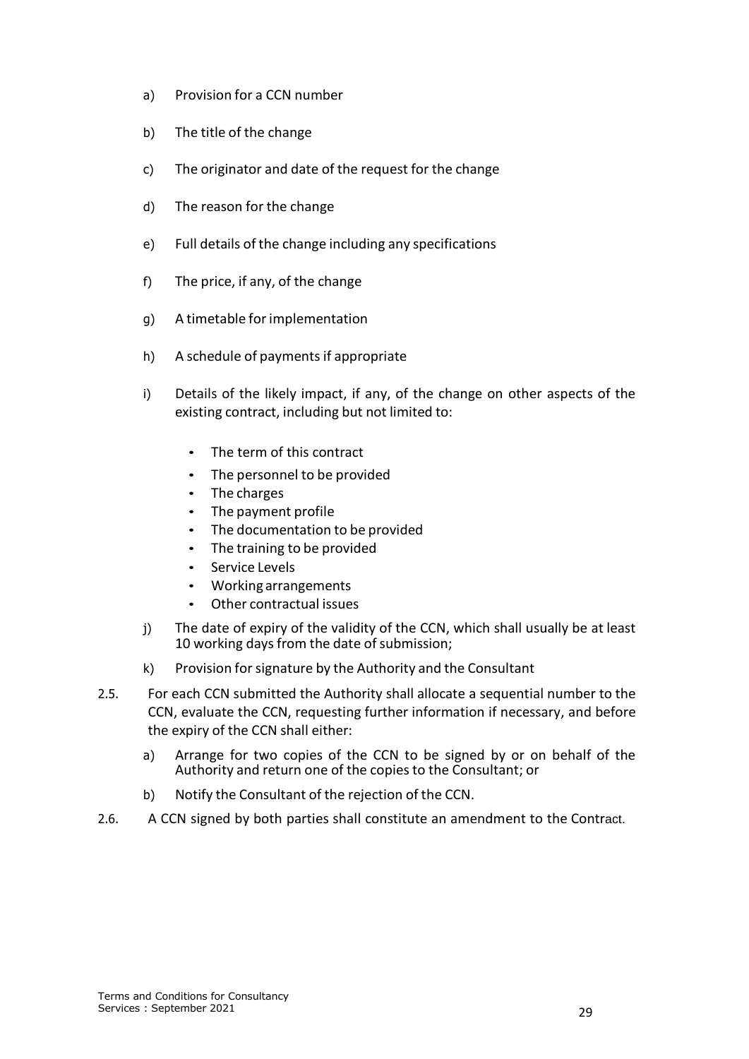a) Provision for a CCN number

b) The title of the change

c) The originator and date of the request for the change

d) The reason for the change

e) Full details of the change including any specifications

f) The price, if any, of the change

g) A timetable for implementation

h) A schedule of payments if appropriate

i) Details of the likely impact, if any, of the change on other aspects of the existing contract, including but not limited to:

- The term of this contract
- The personnel to be provided
- The charges
- The payment profile
- The documentation to be provided
- The training to be provided
- Service Levels
- Working arrangements
- Other contractual issues

j) The date of expiry of the validity of the CCN, which shall usually be at least 10 working days from the date of submission;

k) Provision for signature by the Authority and the Consultant

2.5. For each CCN submitted the Authority shall allocate a sequential number to the CCN, evaluate the CCN, requesting further information if necessary, and before the expiry of the CCN shall either:

a) Arrange for two copies of the CCN to be signed by or on behalf of the Authority and return one of the copies to the Consultant; or

b) Notify the Consultant of the rejection of the CCN.

2.6. A CCN signed by both parties shall constitute an amendment to the Contract.